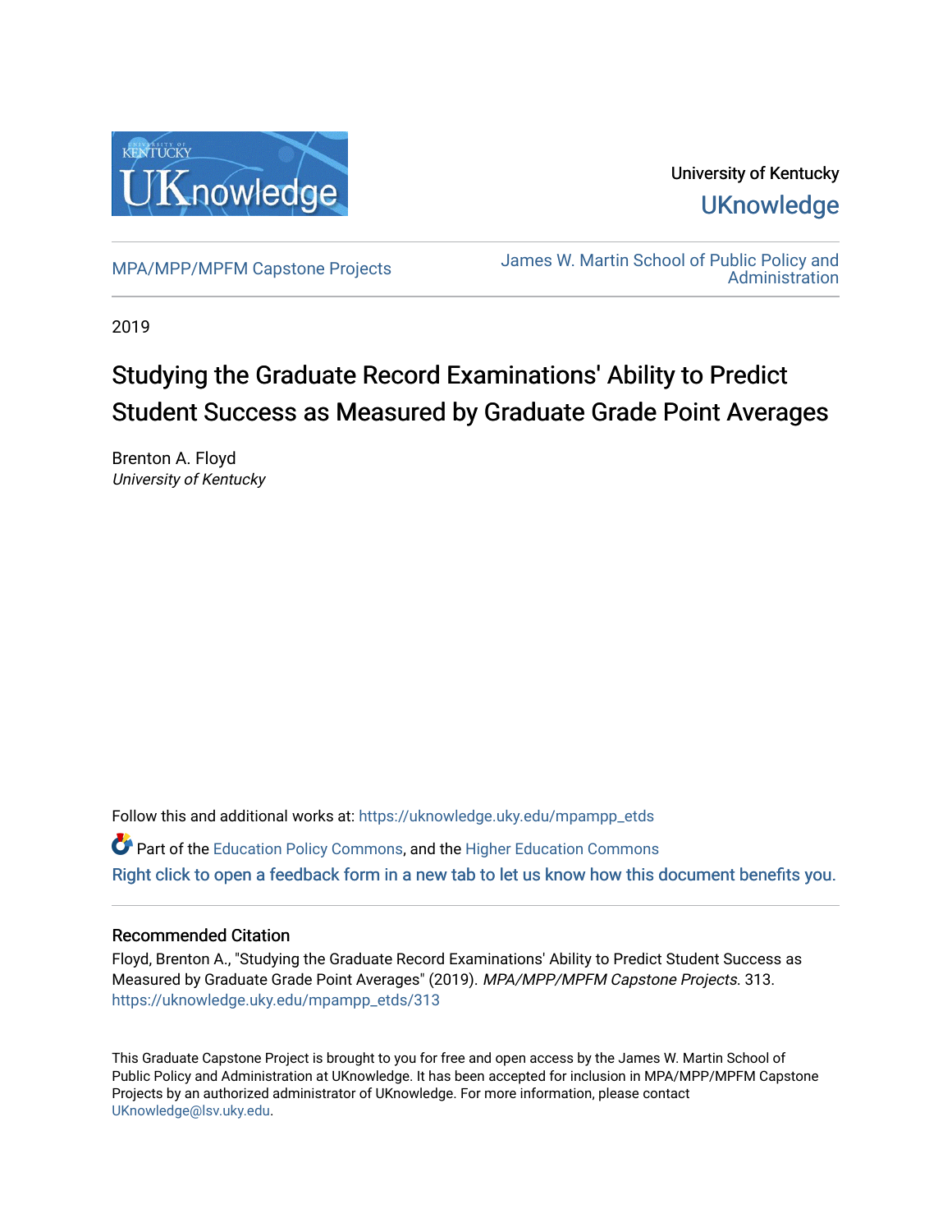University of Kentucky

UKnowledge

MPA/MPP/MPFM Capstone Projects

James W. Martin School of Public Policy and Administration

2019

# Studying the Graduate Record Examinations' Ability to Predict Student Success as Measured by Graduate Grade Point Averages

Brenton A. Floyd
*University of Kentucky*

Follow this and additional works at: https://uknowledge.uky.edu/mpampp_etds

Part of the Education Policy Commons, and the Higher Education Commons

Right click to open a feedback form in a new tab to let us know how this document benefits you.

## Recommended Citation

Floyd, Brenton A., "Studying the Graduate Record Examinations' Ability to Predict Student Success as Measured by Graduate Grade Point Averages" (2019). *MPA/MPP/MPFM Capstone Projects*. 313.
https://uknowledge.uky.edu/mpampp_etds/313

This Graduate Capstone Project is brought to you for free and open access by the James W. Martin School of Public Policy and Administration at UKnowledge. It has been accepted for inclusion in MPA/MPP/MPFM Capstone Projects by an authorized administrator of UKnowledge. For more information, please contact UKnowledge@lsv.uky.edu.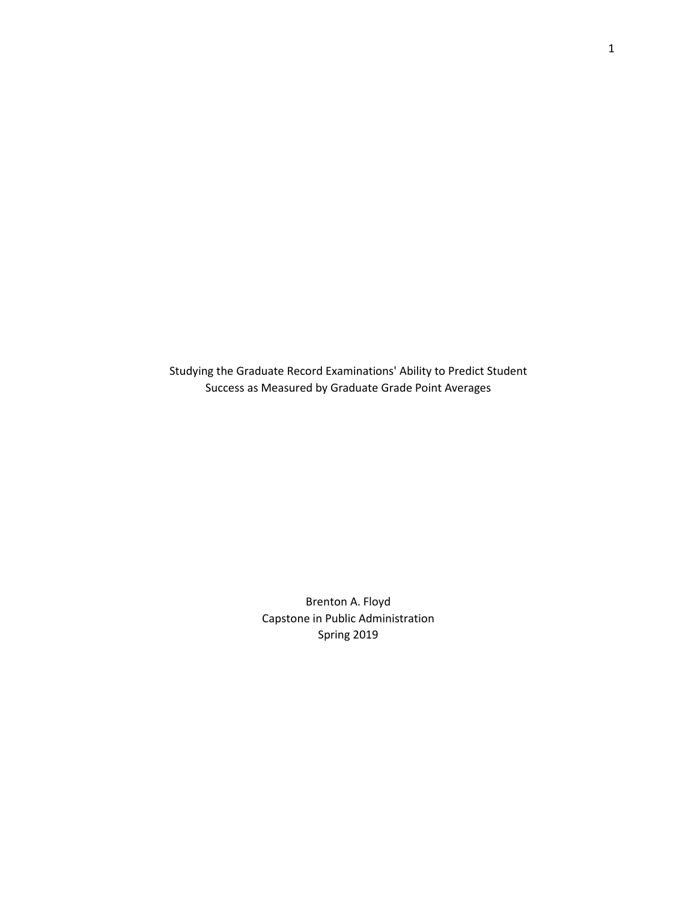# Studying the Graduate Record Examinations' Ability to Predict Student Success as Measured by Graduate Grade Point Averages

Brenton A. Floyd
Capstone in Public Administration
Spring 2019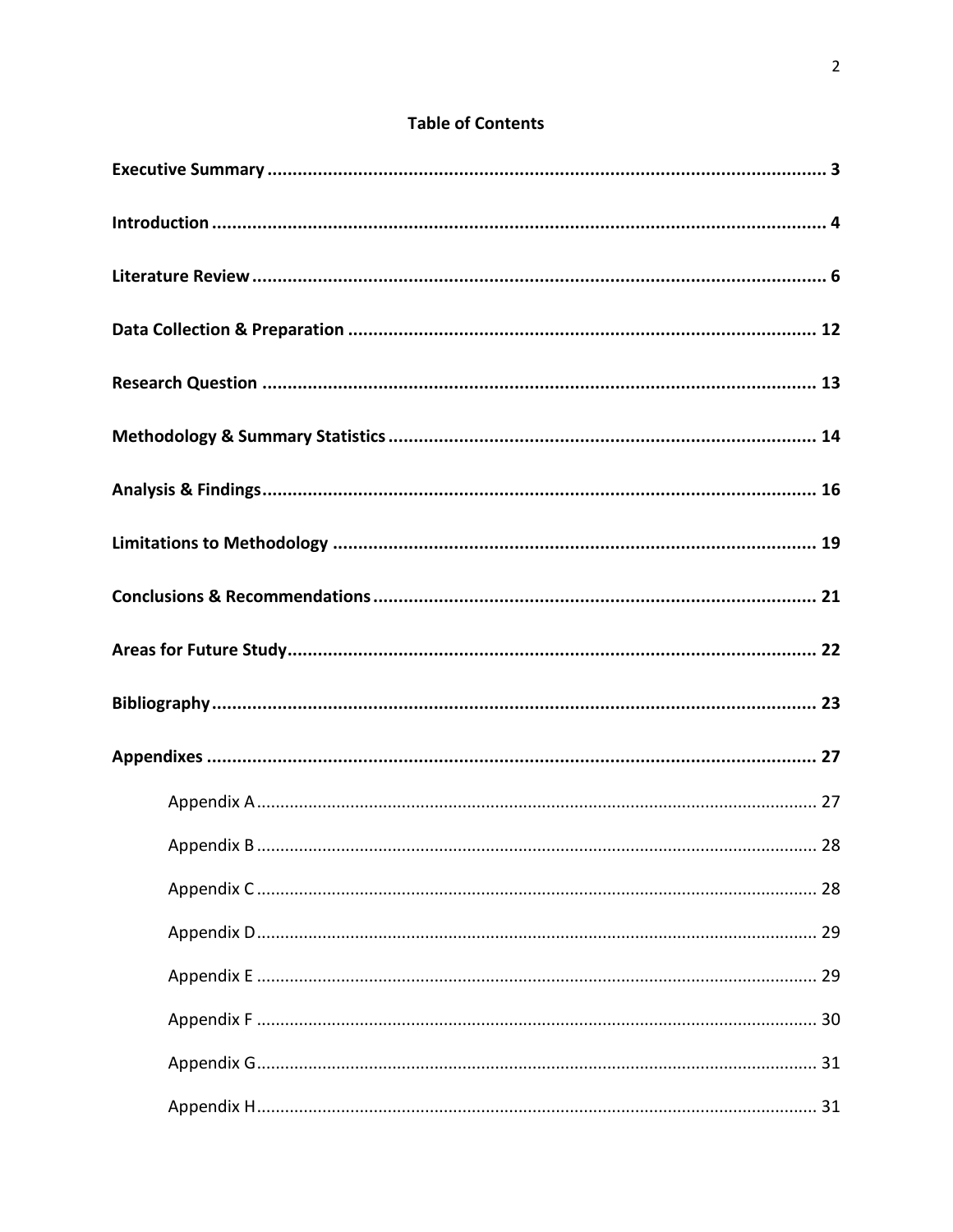## Table of Contents

**Executive Summary** ............................................................ **3**

**Introduction** ............................................................ **4**

**Literature Review** ............................................................ **6**

**Data Collection & Preparation** ............................................................ **12**

**Research Question** ............................................................ **13**

**Methodology & Summary Statistics** ............................................................ **14**

**Analysis & Findings** ............................................................ **16**

**Limitations to Methodology** ............................................................ **19**

**Conclusions & Recommendations** ............................................................ **21**

**Areas for Future Study** ............................................................ **22**

**Bibliography** ............................................................ **23**

**Appendixes** ............................................................ **27**

- Appendix A ............................................................ 27
- Appendix B ............................................................ 28
- Appendix C ............................................................ 28
- Appendix D ............................................................ 29
- Appendix E ............................................................ 29
- Appendix F ............................................................ 30
- Appendix G ............................................................ 31
- Appendix H ............................................................ 31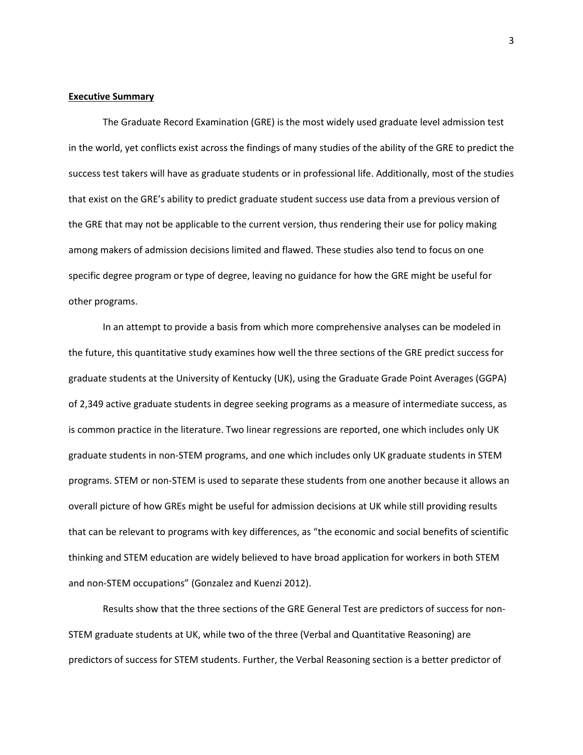## Executive Summary

The Graduate Record Examination (GRE) is the most widely used graduate level admission test in the world, yet conflicts exist across the findings of many studies of the ability of the GRE to predict the success test takers will have as graduate students or in professional life. Additionally, most of the studies that exist on the GRE's ability to predict graduate student success use data from a previous version of the GRE that may not be applicable to the current version, thus rendering their use for policy making among makers of admission decisions limited and flawed. These studies also tend to focus on one specific degree program or type of degree, leaving no guidance for how the GRE might be useful for other programs.

In an attempt to provide a basis from which more comprehensive analyses can be modeled in the future, this quantitative study examines how well the three sections of the GRE predict success for graduate students at the University of Kentucky (UK), using the Graduate Grade Point Averages (GGPA) of 2,349 active graduate students in degree seeking programs as a measure of intermediate success, as is common practice in the literature. Two linear regressions are reported, one which includes only UK graduate students in non-STEM programs, and one which includes only UK graduate students in STEM programs. STEM or non-STEM is used to separate these students from one another because it allows an overall picture of how GREs might be useful for admission decisions at UK while still providing results that can be relevant to programs with key differences, as "the economic and social benefits of scientific thinking and STEM education are widely believed to have broad application for workers in both STEM and non-STEM occupations" (Gonzalez and Kuenzi 2012).

Results show that the three sections of the GRE General Test are predictors of success for non-STEM graduate students at UK, while two of the three (Verbal and Quantitative Reasoning) are predictors of success for STEM students. Further, the Verbal Reasoning section is a better predictor of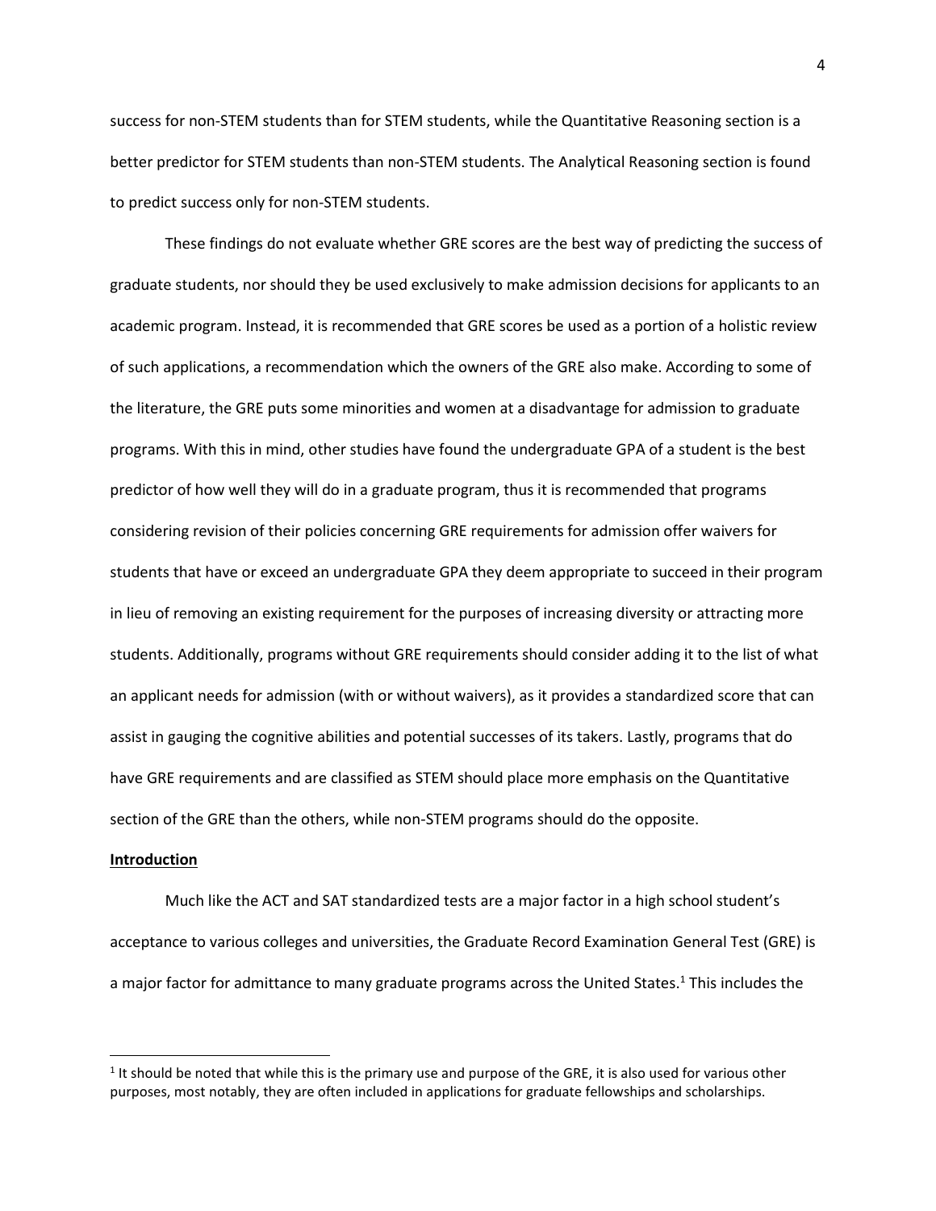success for non-STEM students than for STEM students, while the Quantitative Reasoning section is a better predictor for STEM students than non-STEM students. The Analytical Reasoning section is found to predict success only for non-STEM students.

These findings do not evaluate whether GRE scores are the best way of predicting the success of graduate students, nor should they be used exclusively to make admission decisions for applicants to an academic program. Instead, it is recommended that GRE scores be used as a portion of a holistic review of such applications, a recommendation which the owners of the GRE also make. According to some of the literature, the GRE puts some minorities and women at a disadvantage for admission to graduate programs. With this in mind, other studies have found the undergraduate GPA of a student is the best predictor of how well they will do in a graduate program, thus it is recommended that programs considering revision of their policies concerning GRE requirements for admission offer waivers for students that have or exceed an undergraduate GPA they deem appropriate to succeed in their program in lieu of removing an existing requirement for the purposes of increasing diversity or attracting more students. Additionally, programs without GRE requirements should consider adding it to the list of what an applicant needs for admission (with or without waivers), as it provides a standardized score that can assist in gauging the cognitive abilities and potential successes of its takers. Lastly, programs that do have GRE requirements and are classified as STEM should place more emphasis on the Quantitative section of the GRE than the others, while non-STEM programs should do the opposite.

## Introduction

Much like the ACT and SAT standardized tests are a major factor in a high school student's acceptance to various colleges and universities, the Graduate Record Examination General Test (GRE) is a major factor for admittance to many graduate programs across the United States.[1] This includes the

[1] It should be noted that while this is the primary use and purpose of the GRE, it is also used for various other purposes, most notably, they are often included in applications for graduate fellowships and scholarships.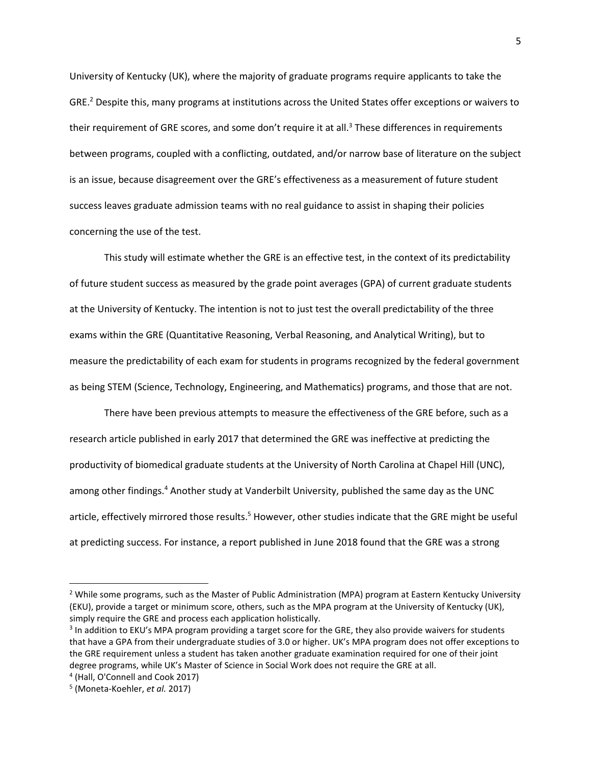University of Kentucky (UK), where the majority of graduate programs require applicants to take the GRE.[2] Despite this, many programs at institutions across the United States offer exceptions or waivers to their requirement of GRE scores, and some don't require it at all.[3] These differences in requirements between programs, coupled with a conflicting, outdated, and/or narrow base of literature on the subject is an issue, because disagreement over the GRE's effectiveness as a measurement of future student success leaves graduate admission teams with no real guidance to assist in shaping their policies concerning the use of the test.

This study will estimate whether the GRE is an effective test, in the context of its predictability of future student success as measured by the grade point averages (GPA) of current graduate students at the University of Kentucky. The intention is not to just test the overall predictability of the three exams within the GRE (Quantitative Reasoning, Verbal Reasoning, and Analytical Writing), but to measure the predictability of each exam for students in programs recognized by the federal government as being STEM (Science, Technology, Engineering, and Mathematics) programs, and those that are not.

There have been previous attempts to measure the effectiveness of the GRE before, such as a research article published in early 2017 that determined the GRE was ineffective at predicting the productivity of biomedical graduate students at the University of North Carolina at Chapel Hill (UNC), among other findings.[4] Another study at Vanderbilt University, published the same day as the UNC article, effectively mirrored those results.[5] However, other studies indicate that the GRE might be useful at predicting success. For instance, a report published in June 2018 found that the GRE was a strong

---

[2] While some programs, such as the Master of Public Administration (MPA) program at Eastern Kentucky University (EKU), provide a target or minimum score, others, such as the MPA program at the University of Kentucky (UK), simply require the GRE and process each application holistically.

[3] In addition to EKU's MPA program providing a target score for the GRE, they also provide waivers for students that have a GPA from their undergraduate studies of 3.0 or higher. UK's MPA program does not offer exceptions to the GRE requirement unless a student has taken another graduate examination required for one of their joint degree programs, while UK's Master of Science in Social Work does not require the GRE at all.

[4] (Hall, O'Connell and Cook 2017)

[5] (Moneta-Koehler, *et al.* 2017)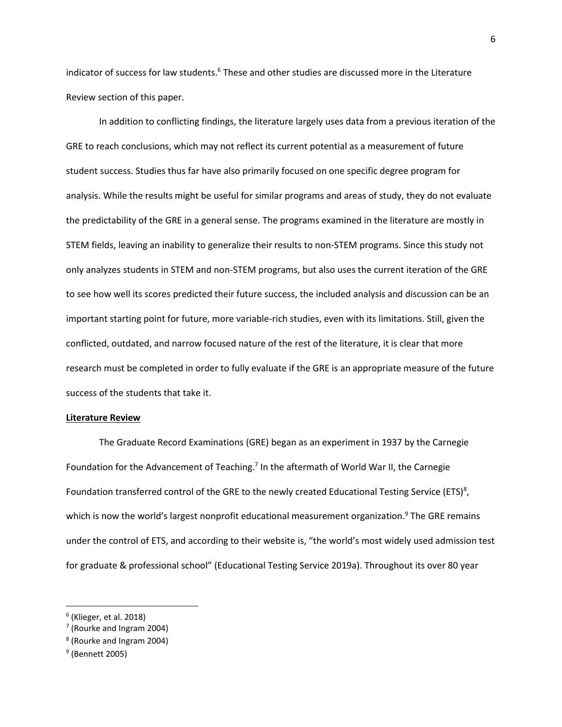indicator of success for law students.[6] These and other studies are discussed more in the Literature Review section of this paper.

In addition to conflicting findings, the literature largely uses data from a previous iteration of the GRE to reach conclusions, which may not reflect its current potential as a measurement of future student success. Studies thus far have also primarily focused on one specific degree program for analysis. While the results might be useful for similar programs and areas of study, they do not evaluate the predictability of the GRE in a general sense. The programs examined in the literature are mostly in STEM fields, leaving an inability to generalize their results to non-STEM programs. Since this study not only analyzes students in STEM and non-STEM programs, but also uses the current iteration of the GRE to see how well its scores predicted their future success, the included analysis and discussion can be an important starting point for future, more variable-rich studies, even with its limitations. Still, given the conflicted, outdated, and narrow focused nature of the rest of the literature, it is clear that more research must be completed in order to fully evaluate if the GRE is an appropriate measure of the future success of the students that take it.

**Literature Review**

The Graduate Record Examinations (GRE) began as an experiment in 1937 by the Carnegie Foundation for the Advancement of Teaching.[7] In the aftermath of World War II, the Carnegie Foundation transferred control of the GRE to the newly created Educational Testing Service (ETS)[8], which is now the world's largest nonprofit educational measurement organization.[9] The GRE remains under the control of ETS, and according to their website is, "the world's most widely used admission test for graduate & professional school" (Educational Testing Service 2019a). Throughout its over 80 year

---

[6] (Klieger, et al. 2018)

[7] (Rourke and Ingram 2004)

[8] (Rourke and Ingram 2004)

[9] (Bennett 2005)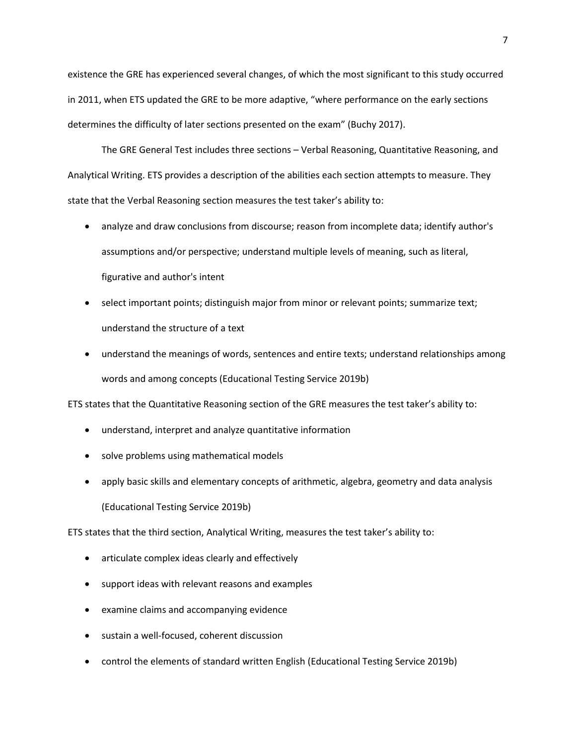existence the GRE has experienced several changes, of which the most significant to this study occurred in 2011, when ETS updated the GRE to be more adaptive, "where performance on the early sections determines the difficulty of later sections presented on the exam" (Buchy 2017).

The GRE General Test includes three sections – Verbal Reasoning, Quantitative Reasoning, and Analytical Writing. ETS provides a description of the abilities each section attempts to measure. They state that the Verbal Reasoning section measures the test taker's ability to:

- analyze and draw conclusions from discourse; reason from incomplete data; identify author's assumptions and/or perspective; understand multiple levels of meaning, such as literal, figurative and author's intent
- select important points; distinguish major from minor or relevant points; summarize text; understand the structure of a text
- understand the meanings of words, sentences and entire texts; understand relationships among words and among concepts (Educational Testing Service 2019b)

ETS states that the Quantitative Reasoning section of the GRE measures the test taker's ability to:

- understand, interpret and analyze quantitative information
- solve problems using mathematical models
- apply basic skills and elementary concepts of arithmetic, algebra, geometry and data analysis (Educational Testing Service 2019b)

ETS states that the third section, Analytical Writing, measures the test taker's ability to:

- articulate complex ideas clearly and effectively
- support ideas with relevant reasons and examples
- examine claims and accompanying evidence
- sustain a well-focused, coherent discussion
- control the elements of standard written English (Educational Testing Service 2019b)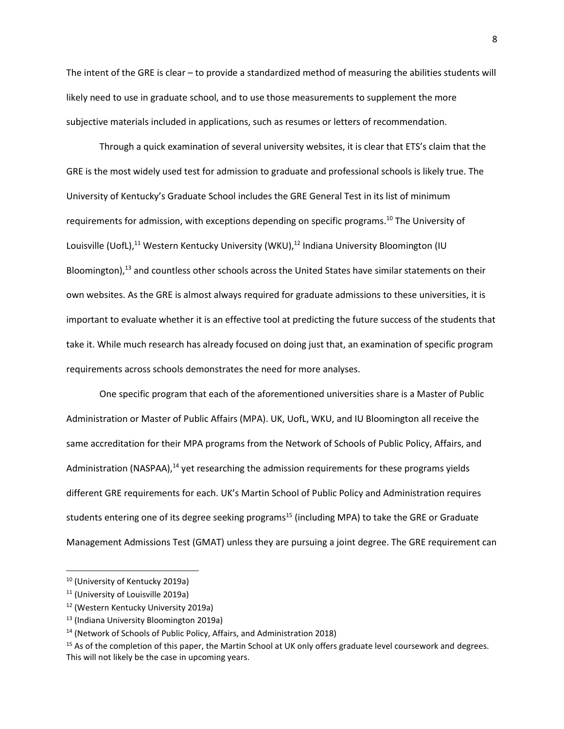The intent of the GRE is clear – to provide a standardized method of measuring the abilities students will likely need to use in graduate school, and to use those measurements to supplement the more subjective materials included in applications, such as resumes or letters of recommendation.

Through a quick examination of several university websites, it is clear that ETS's claim that the GRE is the most widely used test for admission to graduate and professional schools is likely true. The University of Kentucky's Graduate School includes the GRE General Test in its list of minimum requirements for admission, with exceptions depending on specific programs.[10] The University of Louisville (UofL),[11] Western Kentucky University (WKU),[12] Indiana University Bloomington (IU Bloomington),[13] and countless other schools across the United States have similar statements on their own websites. As the GRE is almost always required for graduate admissions to these universities, it is important to evaluate whether it is an effective tool at predicting the future success of the students that take it. While much research has already focused on doing just that, an examination of specific program requirements across schools demonstrates the need for more analyses.

One specific program that each of the aforementioned universities share is a Master of Public Administration or Master of Public Affairs (MPA). UK, UofL, WKU, and IU Bloomington all receive the same accreditation for their MPA programs from the Network of Schools of Public Policy, Affairs, and Administration (NASPAA),[14] yet researching the admission requirements for these programs yields different GRE requirements for each. UK's Martin School of Public Policy and Administration requires students entering one of its degree seeking programs[15] (including MPA) to take the GRE or Graduate Management Admissions Test (GMAT) unless they are pursuing a joint degree. The GRE requirement can

---

[10] (University of Kentucky 2019a)

[11] (University of Louisville 2019a)

[12] (Western Kentucky University 2019a)

[13] (Indiana University Bloomington 2019a)

[14] (Network of Schools of Public Policy, Affairs, and Administration 2018)

[15] As of the completion of this paper, the Martin School at UK only offers graduate level coursework and degrees. This will not likely be the case in upcoming years.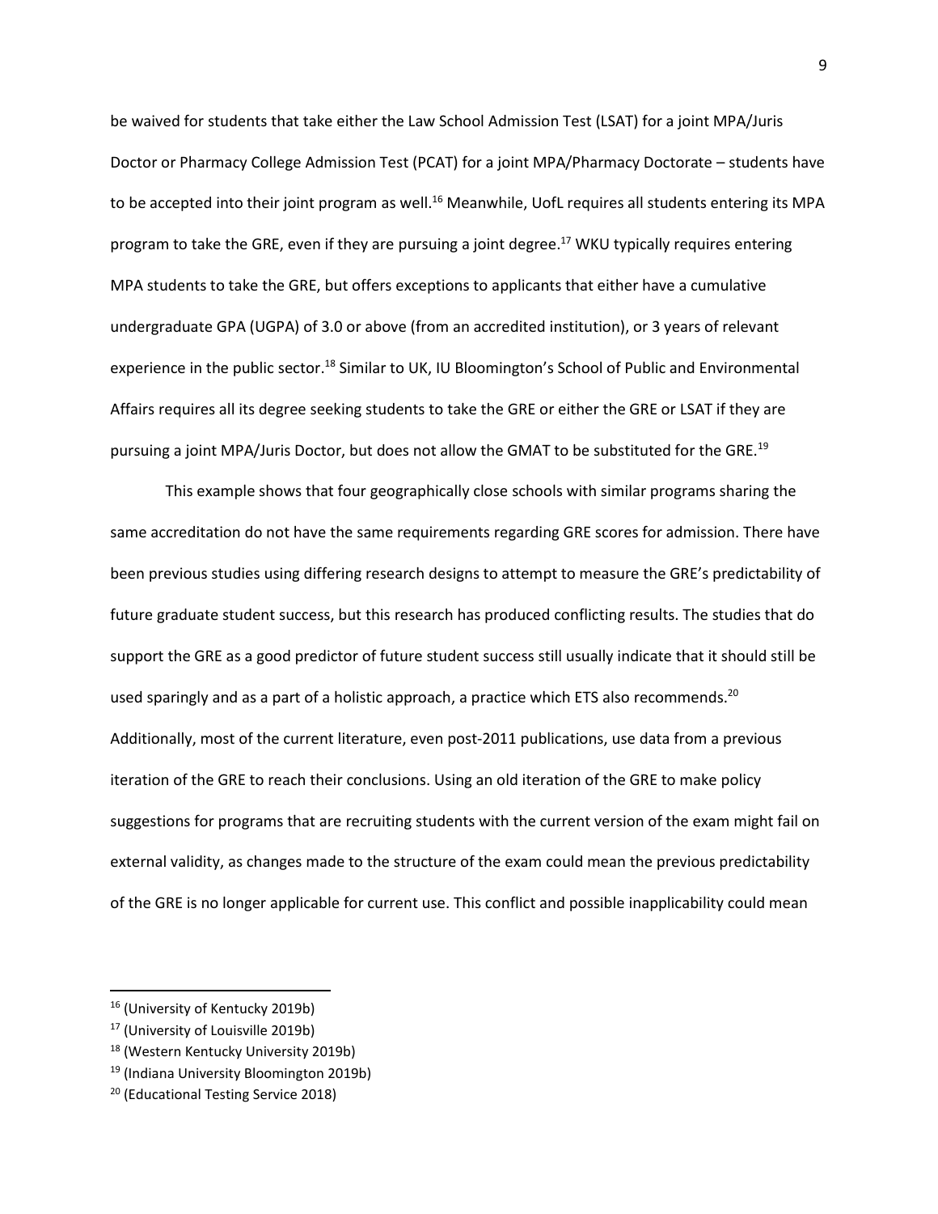be waived for students that take either the Law School Admission Test (LSAT) for a joint MPA/Juris Doctor or Pharmacy College Admission Test (PCAT) for a joint MPA/Pharmacy Doctorate – students have to be accepted into their joint program as well.[16] Meanwhile, UofL requires all students entering its MPA program to take the GRE, even if they are pursuing a joint degree.[17] WKU typically requires entering MPA students to take the GRE, but offers exceptions to applicants that either have a cumulative undergraduate GPA (UGPA) of 3.0 or above (from an accredited institution), or 3 years of relevant experience in the public sector.[18] Similar to UK, IU Bloomington's School of Public and Environmental Affairs requires all its degree seeking students to take the GRE or either the GRE or LSAT if they are pursuing a joint MPA/Juris Doctor, but does not allow the GMAT to be substituted for the GRE.[19]

This example shows that four geographically close schools with similar programs sharing the same accreditation do not have the same requirements regarding GRE scores for admission. There have been previous studies using differing research designs to attempt to measure the GRE's predictability of future graduate student success, but this research has produced conflicting results. The studies that do support the GRE as a good predictor of future student success still usually indicate that it should still be used sparingly and as a part of a holistic approach, a practice which ETS also recommends.[20] Additionally, most of the current literature, even post-2011 publications, use data from a previous iteration of the GRE to reach their conclusions. Using an old iteration of the GRE to make policy suggestions for programs that are recruiting students with the current version of the exam might fail on external validity, as changes made to the structure of the exam could mean the previous predictability of the GRE is no longer applicable for current use. This conflict and possible inapplicability could mean

---

[16] (University of Kentucky 2019b)

[17] (University of Louisville 2019b)

[18] (Western Kentucky University 2019b)

[19] (Indiana University Bloomington 2019b)

[20] (Educational Testing Service 2018)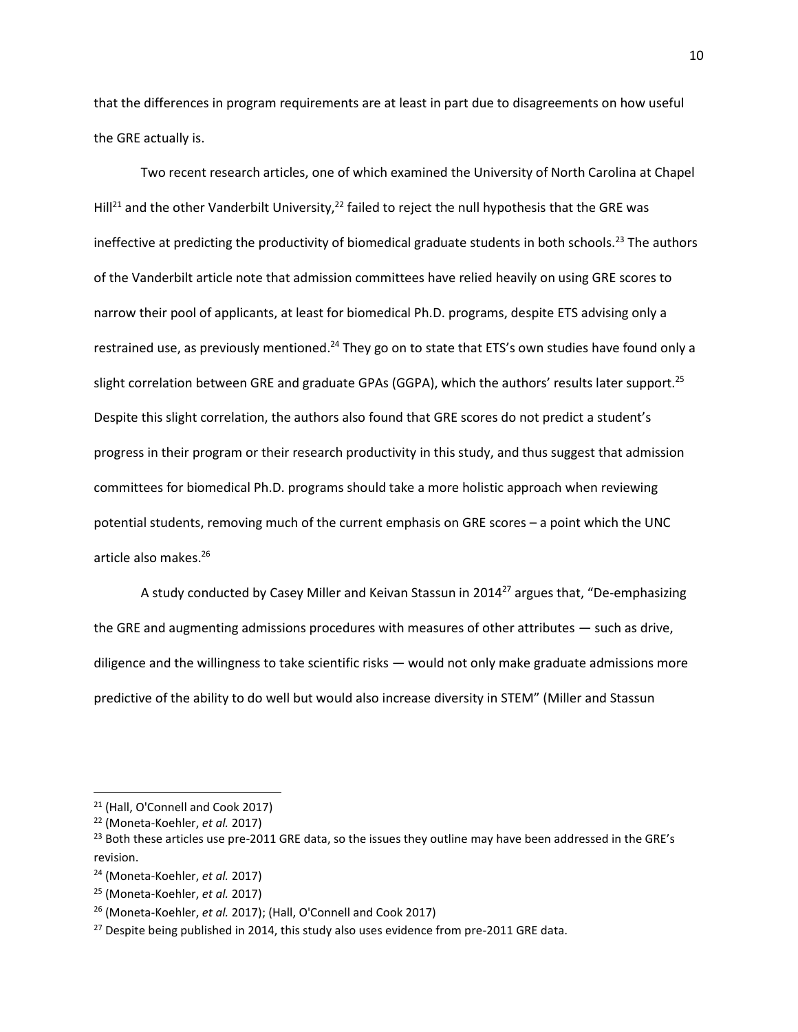that the differences in program requirements are at least in part due to disagreements on how useful the GRE actually is.

Two recent research articles, one of which examined the University of North Carolina at Chapel Hill[21] and the other Vanderbilt University,[22] failed to reject the null hypothesis that the GRE was ineffective at predicting the productivity of biomedical graduate students in both schools.[23] The authors of the Vanderbilt article note that admission committees have relied heavily on using GRE scores to narrow their pool of applicants, at least for biomedical Ph.D. programs, despite ETS advising only a restrained use, as previously mentioned.[24] They go on to state that ETS's own studies have found only a slight correlation between GRE and graduate GPAs (GGPA), which the authors' results later support.[25] Despite this slight correlation, the authors also found that GRE scores do not predict a student's progress in their program or their research productivity in this study, and thus suggest that admission committees for biomedical Ph.D. programs should take a more holistic approach when reviewing potential students, removing much of the current emphasis on GRE scores – a point which the UNC article also makes.[26]

A study conducted by Casey Miller and Keivan Stassun in 2014[27] argues that, "De-emphasizing the GRE and augmenting admissions procedures with measures of other attributes — such as drive, diligence and the willingness to take scientific risks — would not only make graduate admissions more predictive of the ability to do well but would also increase diversity in STEM" (Miller and Stassun

---

[21] (Hall, O'Connell and Cook 2017)

[22] (Moneta-Koehler, *et al.* 2017)

[23] Both these articles use pre-2011 GRE data, so the issues they outline may have been addressed in the GRE's revision.

[24] (Moneta-Koehler, *et al.* 2017)

[25] (Moneta-Koehler, *et al.* 2017)

[26] (Moneta-Koehler, *et al.* 2017); (Hall, O'Connell and Cook 2017)

[27] Despite being published in 2014, this study also uses evidence from pre-2011 GRE data.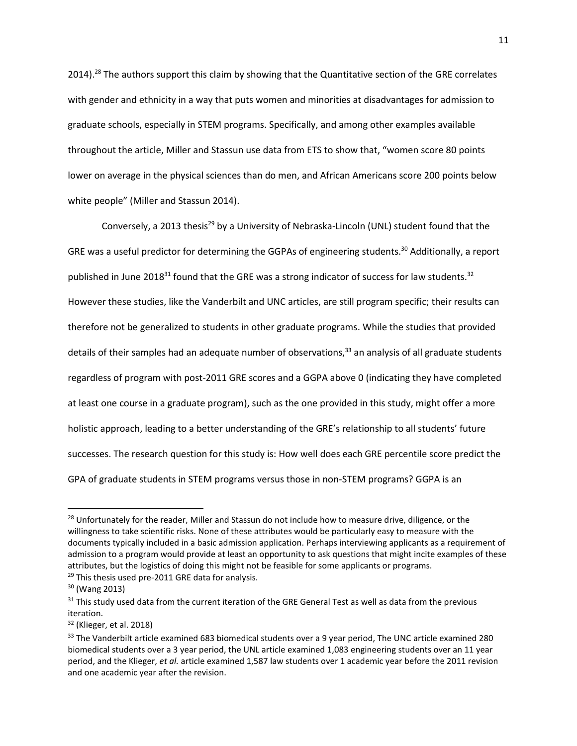2014).[28] The authors support this claim by showing that the Quantitative section of the GRE correlates with gender and ethnicity in a way that puts women and minorities at disadvantages for admission to graduate schools, especially in STEM programs. Specifically, and among other examples available throughout the article, Miller and Stassun use data from ETS to show that, "women score 80 points lower on average in the physical sciences than do men, and African Americans score 200 points below white people" (Miller and Stassun 2014).

Conversely, a 2013 thesis[29] by a University of Nebraska-Lincoln (UNL) student found that the GRE was a useful predictor for determining the GGPAs of engineering students.[30] Additionally, a report published in June 2018[31] found that the GRE was a strong indicator of success for law students.[32] However these studies, like the Vanderbilt and UNC articles, are still program specific; their results can therefore not be generalized to students in other graduate programs. While the studies that provided details of their samples had an adequate number of observations,[33] an analysis of all graduate students regardless of program with post-2011 GRE scores and a GGPA above 0 (indicating they have completed at least one course in a graduate program), such as the one provided in this study, might offer a more holistic approach, leading to a better understanding of the GRE's relationship to all students' future successes. The research question for this study is: How well does each GRE percentile score predict the GPA of graduate students in STEM programs versus those in non-STEM programs? GGPA is an

---

[28] Unfortunately for the reader, Miller and Stassun do not include how to measure drive, diligence, or the willingness to take scientific risks. None of these attributes would be particularly easy to measure with the documents typically included in a basic admission application. Perhaps interviewing applicants as a requirement of admission to a program would provide at least an opportunity to ask questions that might incite examples of these attributes, but the logistics of doing this might not be feasible for some applicants or programs.

[29] This thesis used pre-2011 GRE data for analysis.

[30] (Wang 2013)

[31] This study used data from the current iteration of the GRE General Test as well as data from the previous iteration.

[32] (Klieger, et al. 2018)

[33] The Vanderbilt article examined 683 biomedical students over a 9 year period, The UNC article examined 280 biomedical students over a 3 year period, the UNL article examined 1,083 engineering students over an 11 year period, and the Klieger, *et al.* article examined 1,587 law students over 1 academic year before the 2011 revision and one academic year after the revision.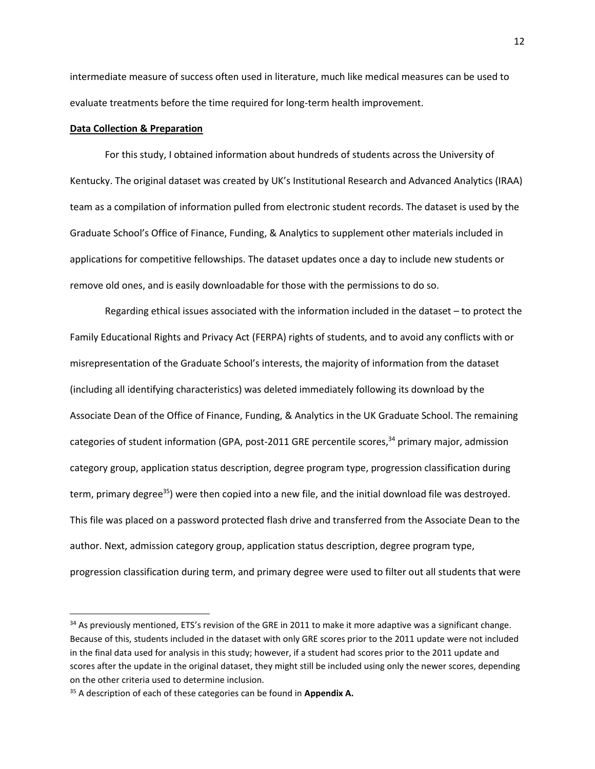intermediate measure of success often used in literature, much like medical measures can be used to evaluate treatments before the time required for long-term health improvement.

**Data Collection & Preparation**

For this study, I obtained information about hundreds of students across the University of Kentucky. The original dataset was created by UK's Institutional Research and Advanced Analytics (IRAA) team as a compilation of information pulled from electronic student records. The dataset is used by the Graduate School's Office of Finance, Funding, & Analytics to supplement other materials included in applications for competitive fellowships. The dataset updates once a day to include new students or remove old ones, and is easily downloadable for those with the permissions to do so.

Regarding ethical issues associated with the information included in the dataset – to protect the Family Educational Rights and Privacy Act (FERPA) rights of students, and to avoid any conflicts with or misrepresentation of the Graduate School's interests, the majority of information from the dataset (including all identifying characteristics) was deleted immediately following its download by the Associate Dean of the Office of Finance, Funding, & Analytics in the UK Graduate School. The remaining categories of student information (GPA, post-2011 GRE percentile scores,[34] primary major, admission category group, application status description, degree program type, progression classification during term, primary degree[35]) were then copied into a new file, and the initial download file was destroyed. This file was placed on a password protected flash drive and transferred from the Associate Dean to the author. Next, admission category group, application status description, degree program type, progression classification during term, and primary degree were used to filter out all students that were

---

[34] As previously mentioned, ETS's revision of the GRE in 2011 to make it more adaptive was a significant change. Because of this, students included in the dataset with only GRE scores prior to the 2011 update were not included in the final data used for analysis in this study; however, if a student had scores prior to the 2011 update and scores after the update in the original dataset, they might still be included using only the newer scores, depending on the other criteria used to determine inclusion.

[35] A description of each of these categories can be found in **Appendix A.**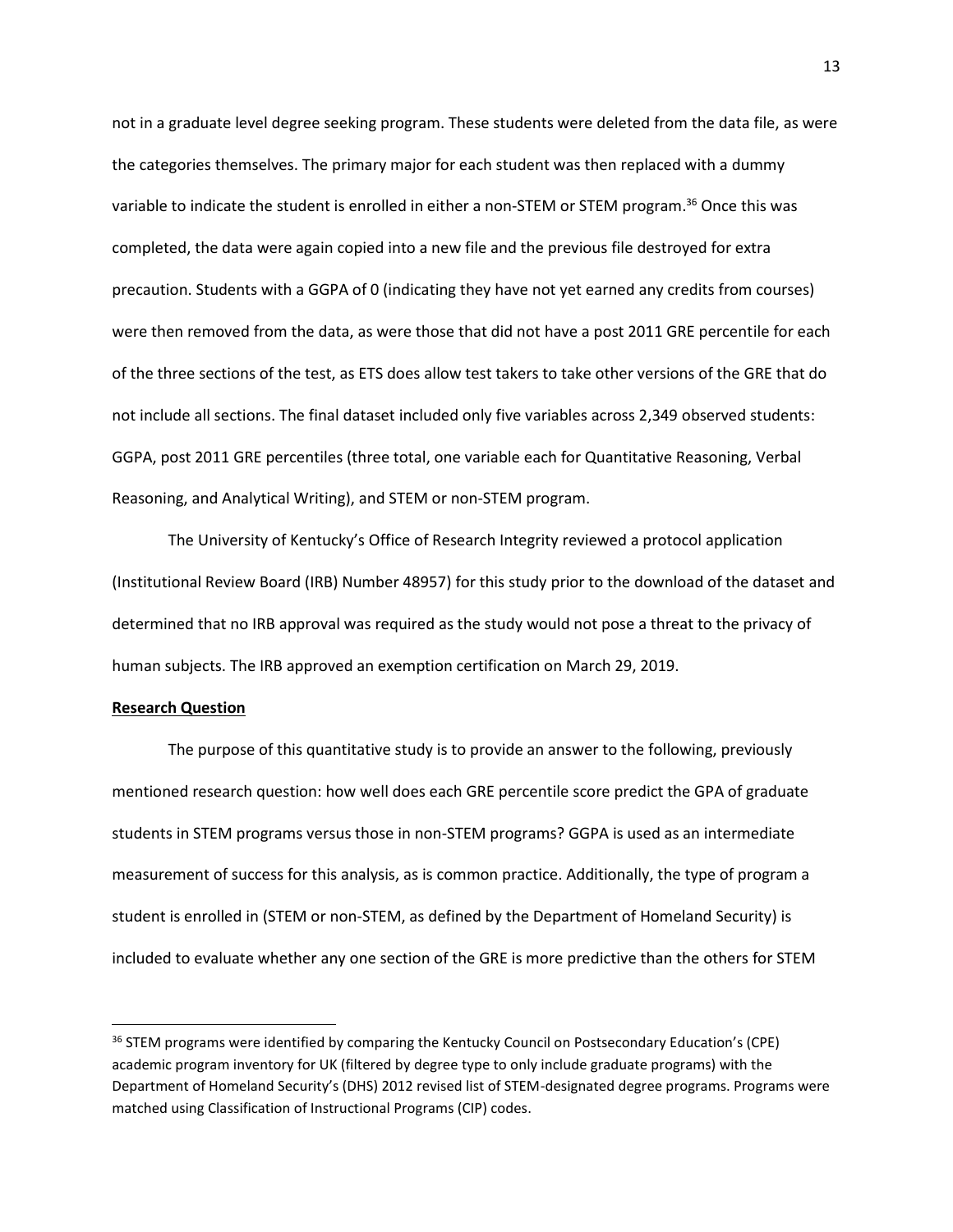not in a graduate level degree seeking program. These students were deleted from the data file, as were the categories themselves. The primary major for each student was then replaced with a dummy variable to indicate the student is enrolled in either a non-STEM or STEM program.[36] Once this was completed, the data were again copied into a new file and the previous file destroyed for extra precaution. Students with a GGPA of 0 (indicating they have not yet earned any credits from courses) were then removed from the data, as were those that did not have a post 2011 GRE percentile for each of the three sections of the test, as ETS does allow test takers to take other versions of the GRE that do not include all sections. The final dataset included only five variables across 2,349 observed students: GGPA, post 2011 GRE percentiles (three total, one variable each for Quantitative Reasoning, Verbal Reasoning, and Analytical Writing), and STEM or non-STEM program.

The University of Kentucky's Office of Research Integrity reviewed a protocol application (Institutional Review Board (IRB) Number 48957) for this study prior to the download of the dataset and determined that no IRB approval was required as the study would not pose a threat to the privacy of human subjects. The IRB approved an exemption certification on March 29, 2019.

**<u>Research Question</u>**

The purpose of this quantitative study is to provide an answer to the following, previously mentioned research question: how well does each GRE percentile score predict the GPA of graduate students in STEM programs versus those in non-STEM programs? GGPA is used as an intermediate measurement of success for this analysis, as is common practice. Additionally, the type of program a student is enrolled in (STEM or non-STEM, as defined by the Department of Homeland Security) is included to evaluate whether any one section of the GRE is more predictive than the others for STEM

---

[36] STEM programs were identified by comparing the Kentucky Council on Postsecondary Education's (CPE) academic program inventory for UK (filtered by degree type to only include graduate programs) with the Department of Homeland Security's (DHS) 2012 revised list of STEM-designated degree programs. Programs were matched using Classification of Instructional Programs (CIP) codes.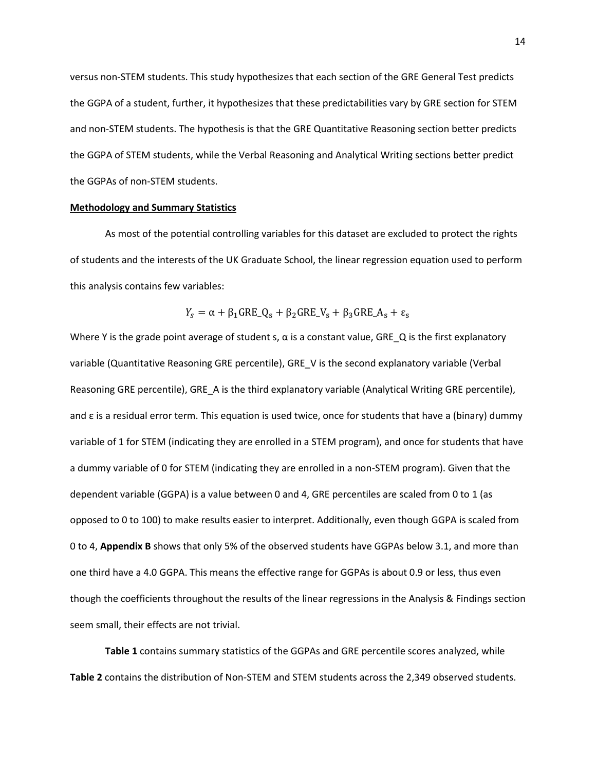versus non-STEM students. This study hypothesizes that each section of the GRE General Test predicts the GGPA of a student, further, it hypothesizes that these predictabilities vary by GRE section for STEM and non-STEM students. The hypothesis is that the GRE Quantitative Reasoning section better predicts the GGPA of STEM students, while the Verbal Reasoning and Analytical Writing sections better predict the GGPAs of non-STEM students.

**Methodology and Summary Statistics**

As most of the potential controlling variables for this dataset are excluded to protect the rights of students and the interests of the UK Graduate School, the linear regression equation used to perform this analysis contains few variables:

$$Y_s = \alpha + \beta_1 \mathrm{GRE\_Q_s} + \beta_2 \mathrm{GRE\_V_s} + \beta_3 \mathrm{GRE\_A_s} + \varepsilon_s$$

Where Y is the grade point average of student s, α is a constant value, GRE_Q is the first explanatory variable (Quantitative Reasoning GRE percentile), GRE_V is the second explanatory variable (Verbal Reasoning GRE percentile), GRE_A is the third explanatory variable (Analytical Writing GRE percentile), and ε is a residual error term. This equation is used twice, once for students that have a (binary) dummy variable of 1 for STEM (indicating they are enrolled in a STEM program), and once for students that have a dummy variable of 0 for STEM (indicating they are enrolled in a non-STEM program). Given that the dependent variable (GGPA) is a value between 0 and 4, GRE percentiles are scaled from 0 to 1 (as opposed to 0 to 100) to make results easier to interpret. Additionally, even though GGPA is scaled from 0 to 4, **Appendix B** shows that only 5% of the observed students have GGPAs below 3.1, and more than one third have a 4.0 GGPA. This means the effective range for GGPAs is about 0.9 or less, thus even though the coefficients throughout the results of the linear regressions in the Analysis & Findings section seem small, their effects are not trivial.

**Table 1** contains summary statistics of the GGPAs and GRE percentile scores analyzed, while **Table 2** contains the distribution of Non-STEM and STEM students across the 2,349 observed students.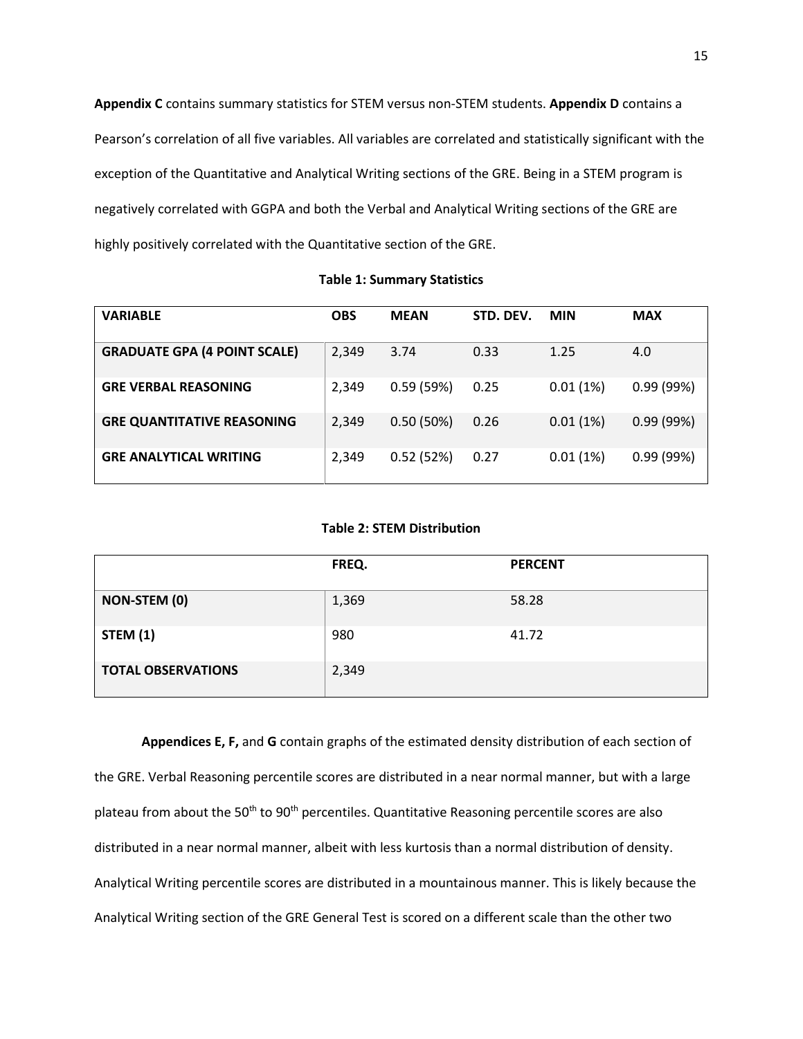**Appendix C** contains summary statistics for STEM versus non-STEM students. **Appendix D** contains a Pearson's correlation of all five variables. All variables are correlated and statistically significant with the exception of the Quantitative and Analytical Writing sections of the GRE. Being in a STEM program is negatively correlated with GGPA and both the Verbal and Analytical Writing sections of the GRE are highly positively correlated with the Quantitative section of the GRE.

**Table 1: Summary Statistics**

| VARIABLE | OBS | MEAN | STD. DEV. | MIN | MAX |
|---|---|---|---|---|---|
| **GRADUATE GPA (4 POINT SCALE)** | 2,349 | 3.74 | 0.33 | 1.25 | 4.0 |
| **GRE VERBAL REASONING** | 2,349 | 0.59 (59%) | 0.25 | 0.01 (1%) | 0.99 (99%) |
| **GRE QUANTITATIVE REASONING** | 2,349 | 0.50 (50%) | 0.26 | 0.01 (1%) | 0.99 (99%) |
| **GRE ANALYTICAL WRITING** | 2,349 | 0.52 (52%) | 0.27 | 0.01 (1%) | 0.99 (99%) |

**Table 2: STEM Distribution**

| | FREQ. | PERCENT |
|---|---|---|
| **NON-STEM (0)** | 1,369 | 58.28 |
| **STEM (1)** | 980 | 41.72 |
| **TOTAL OBSERVATIONS** | 2,349 | |

**Appendices E, F,** and **G** contain graphs of the estimated density distribution of each section of the GRE. Verbal Reasoning percentile scores are distributed in a near normal manner, but with a large plateau from about the 50th to 90th percentiles. Quantitative Reasoning percentile scores are also distributed in a near normal manner, albeit with less kurtosis than a normal distribution of density. Analytical Writing percentile scores are distributed in a mountainous manner. This is likely because the Analytical Writing section of the GRE General Test is scored on a different scale than the other two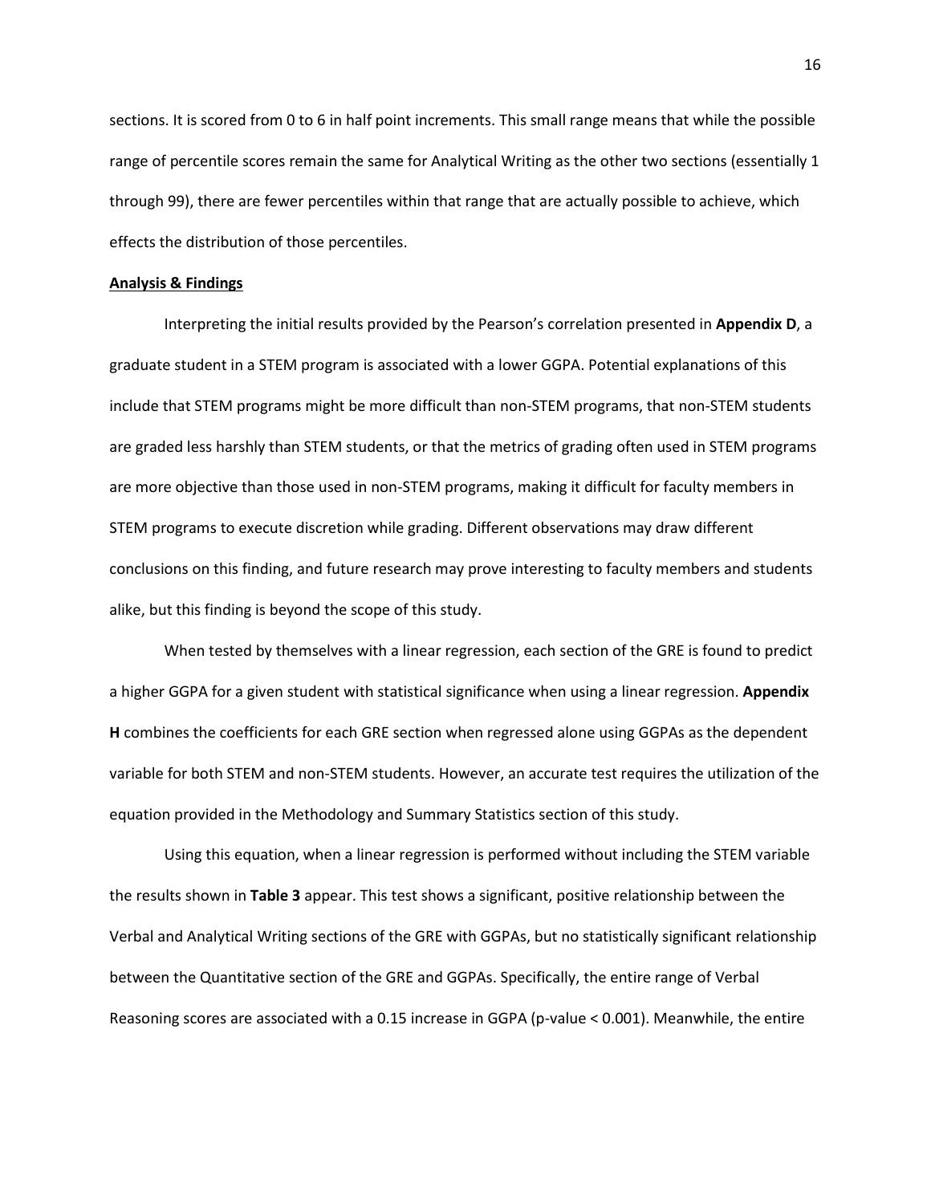sections. It is scored from 0 to 6 in half point increments. This small range means that while the possible range of percentile scores remain the same for Analytical Writing as the other two sections (essentially 1 through 99), there are fewer percentiles within that range that are actually possible to achieve, which effects the distribution of those percentiles.

**Analysis & Findings**

Interpreting the initial results provided by the Pearson's correlation presented in **Appendix D**, a graduate student in a STEM program is associated with a lower GGPA. Potential explanations of this include that STEM programs might be more difficult than non-STEM programs, that non-STEM students are graded less harshly than STEM students, or that the metrics of grading often used in STEM programs are more objective than those used in non-STEM programs, making it difficult for faculty members in STEM programs to execute discretion while grading. Different observations may draw different conclusions on this finding, and future research may prove interesting to faculty members and students alike, but this finding is beyond the scope of this study.

When tested by themselves with a linear regression, each section of the GRE is found to predict a higher GGPA for a given student with statistical significance when using a linear regression. **Appendix H** combines the coefficients for each GRE section when regressed alone using GGPAs as the dependent variable for both STEM and non-STEM students. However, an accurate test requires the utilization of the equation provided in the Methodology and Summary Statistics section of this study.

Using this equation, when a linear regression is performed without including the STEM variable the results shown in **Table 3** appear. This test shows a significant, positive relationship between the Verbal and Analytical Writing sections of the GRE with GGPAs, but no statistically significant relationship between the Quantitative section of the GRE and GGPAs. Specifically, the entire range of Verbal Reasoning scores are associated with a 0.15 increase in GGPA (p-value $< 0.001$). Meanwhile, the entire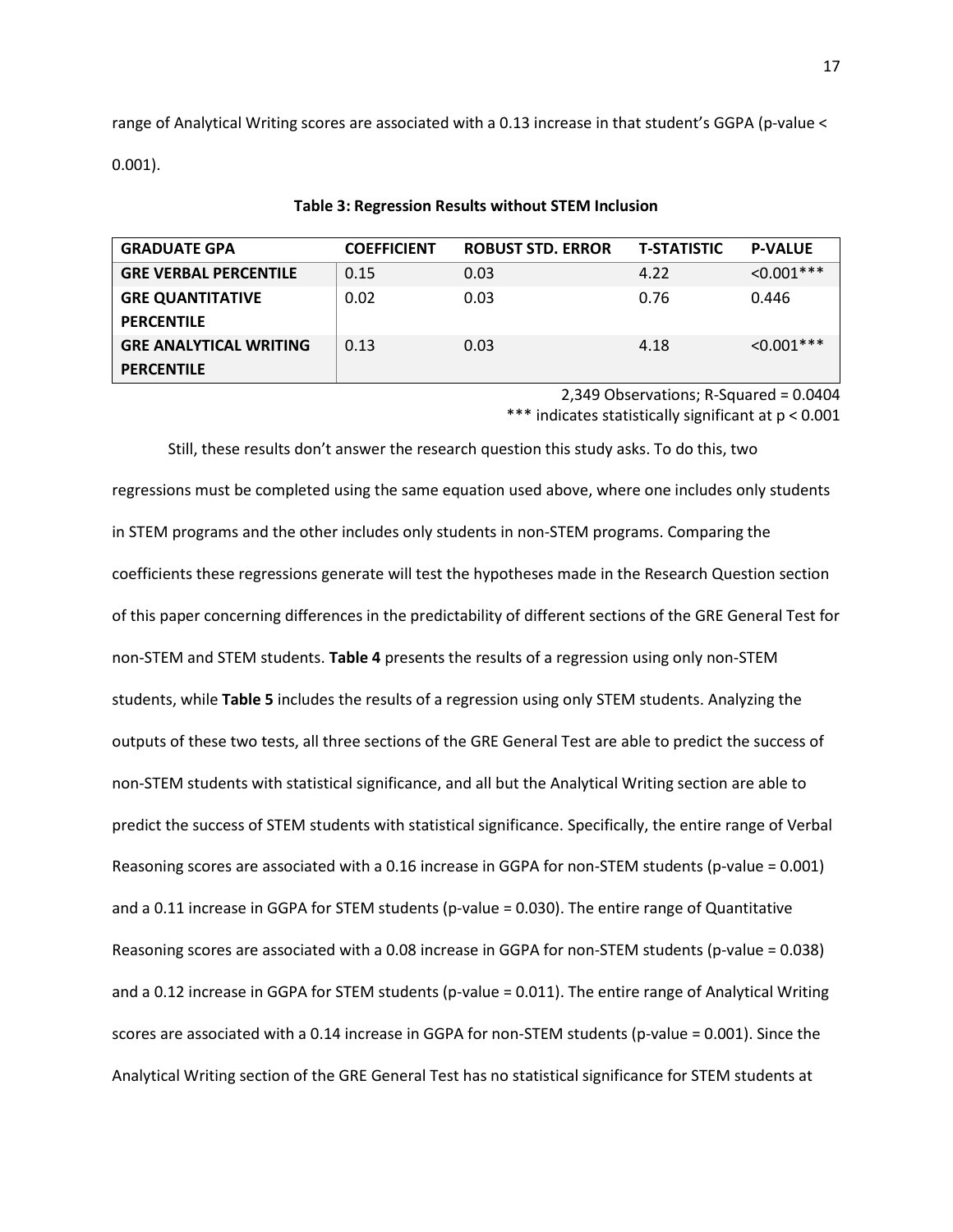range of Analytical Writing scores are associated with a 0.13 increase in that student's GGPA (p-value < 0.001).

**Table 3: Regression Results without STEM Inclusion**

| GRADUATE GPA | COEFFICIENT | ROBUST STD. ERROR | T-STATISTIC | P-VALUE |
|---|---|---|---|---|
| **GRE VERBAL PERCENTILE** | 0.15 | 0.03 | 4.22 | <0.001*** |
| **GRE QUANTITATIVE PERCENTILE** | 0.02 | 0.03 | 0.76 | 0.446 |
| **GRE ANALYTICAL WRITING PERCENTILE** | 0.13 | 0.03 | 4.18 | <0.001*** |

2,349 Observations; R-Squared = 0.0404

*** indicates statistically significant at $p < 0.001$

Still, these results don't answer the research question this study asks. To do this, two regressions must be completed using the same equation used above, where one includes only students in STEM programs and the other includes only students in non-STEM programs. Comparing the coefficients these regressions generate will test the hypotheses made in the Research Question section of this paper concerning differences in the predictability of different sections of the GRE General Test for non-STEM and STEM students. **Table 4** presents the results of a regression using only non-STEM students, while **Table 5** includes the results of a regression using only STEM students. Analyzing the outputs of these two tests, all three sections of the GRE General Test are able to predict the success of non-STEM students with statistical significance, and all but the Analytical Writing section are able to predict the success of STEM students with statistical significance. Specifically, the entire range of Verbal Reasoning scores are associated with a 0.16 increase in GGPA for non-STEM students (p-value = 0.001) and a 0.11 increase in GGPA for STEM students (p-value = 0.030). The entire range of Quantitative Reasoning scores are associated with a 0.08 increase in GGPA for non-STEM students (p-value = 0.038) and a 0.12 increase in GGPA for STEM students (p-value = 0.011). The entire range of Analytical Writing scores are associated with a 0.14 increase in GGPA for non-STEM students (p-value = 0.001). Since the Analytical Writing section of the GRE General Test has no statistical significance for STEM students at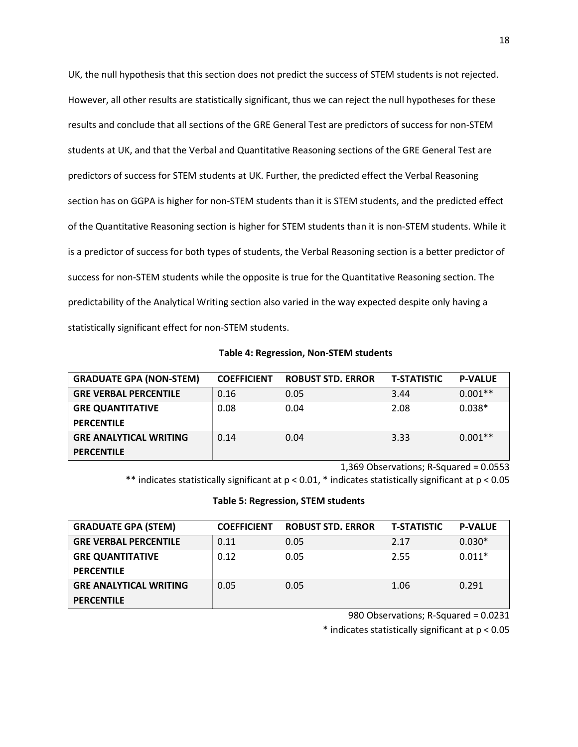UK, the null hypothesis that this section does not predict the success of STEM students is not rejected. However, all other results are statistically significant, thus we can reject the null hypotheses for these results and conclude that all sections of the GRE General Test are predictors of success for non-STEM students at UK, and that the Verbal and Quantitative Reasoning sections of the GRE General Test are predictors of success for STEM students at UK. Further, the predicted effect the Verbal Reasoning section has on GGPA is higher for non-STEM students than it is STEM students, and the predicted effect of the Quantitative Reasoning section is higher for STEM students than it is non-STEM students. While it is a predictor of success for both types of students, the Verbal Reasoning section is a better predictor of success for non-STEM students while the opposite is true for the Quantitative Reasoning section. The predictability of the Analytical Writing section also varied in the way expected despite only having a statistically significant effect for non-STEM students.

**Table 4: Regression, Non-STEM students**

| GRADUATE GPA (NON-STEM) | COEFFICIENT | ROBUST STD. ERROR | T-STATISTIC | P-VALUE |
|---|---|---|---|---|
| GRE VERBAL PERCENTILE | 0.16 | 0.05 | 3.44 | 0.001** |
| GRE QUANTITATIVE PERCENTILE | 0.08 | 0.04 | 2.08 | 0.038* |
| GRE ANALYTICAL WRITING PERCENTILE | 0.14 | 0.04 | 3.33 | 0.001** |

1,369 Observations; R-Squared = 0.0553

** indicates statistically significant at $p < 0.01$, * indicates statistically significant at $p < 0.05$

**Table 5: Regression, STEM students**

| GRADUATE GPA (STEM) | COEFFICIENT | ROBUST STD. ERROR | T-STATISTIC | P-VALUE |
|---|---|---|---|---|
| GRE VERBAL PERCENTILE | 0.11 | 0.05 | 2.17 | 0.030* |
| GRE QUANTITATIVE PERCENTILE | 0.12 | 0.05 | 2.55 | 0.011* |
| GRE ANALYTICAL WRITING PERCENTILE | 0.05 | 0.05 | 1.06 | 0.291 |

980 Observations; R-Squared = 0.0231

* indicates statistically significant at $p < 0.05$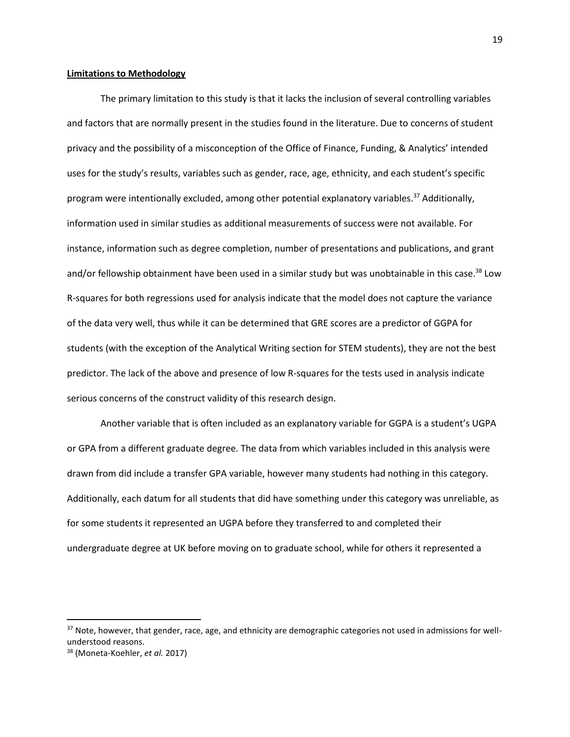**Limitations to Methodology**

The primary limitation to this study is that it lacks the inclusion of several controlling variables and factors that are normally present in the studies found in the literature. Due to concerns of student privacy and the possibility of a misconception of the Office of Finance, Funding, & Analytics' intended uses for the study's results, variables such as gender, race, age, ethnicity, and each student's specific program were intentionally excluded, among other potential explanatory variables.[37] Additionally, information used in similar studies as additional measurements of success were not available. For instance, information such as degree completion, number of presentations and publications, and grant and/or fellowship obtainment have been used in a similar study but was unobtainable in this case.[38] Low R-squares for both regressions used for analysis indicate that the model does not capture the variance of the data very well, thus while it can be determined that GRE scores are a predictor of GGPA for students (with the exception of the Analytical Writing section for STEM students), they are not the best predictor. The lack of the above and presence of low R-squares for the tests used in analysis indicate serious concerns of the construct validity of this research design.

Another variable that is often included as an explanatory variable for GGPA is a student's UGPA or GPA from a different graduate degree. The data from which variables included in this analysis were drawn from did include a transfer GPA variable, however many students had nothing in this category. Additionally, each datum for all students that did have something under this category was unreliable, as for some students it represented an UGPA before they transferred to and completed their undergraduate degree at UK before moving on to graduate school, while for others it represented a

---

[37] Note, however, that gender, race, age, and ethnicity are demographic categories not used in admissions for well-understood reasons.

[38] (Moneta-Koehler, *et al.* 2017)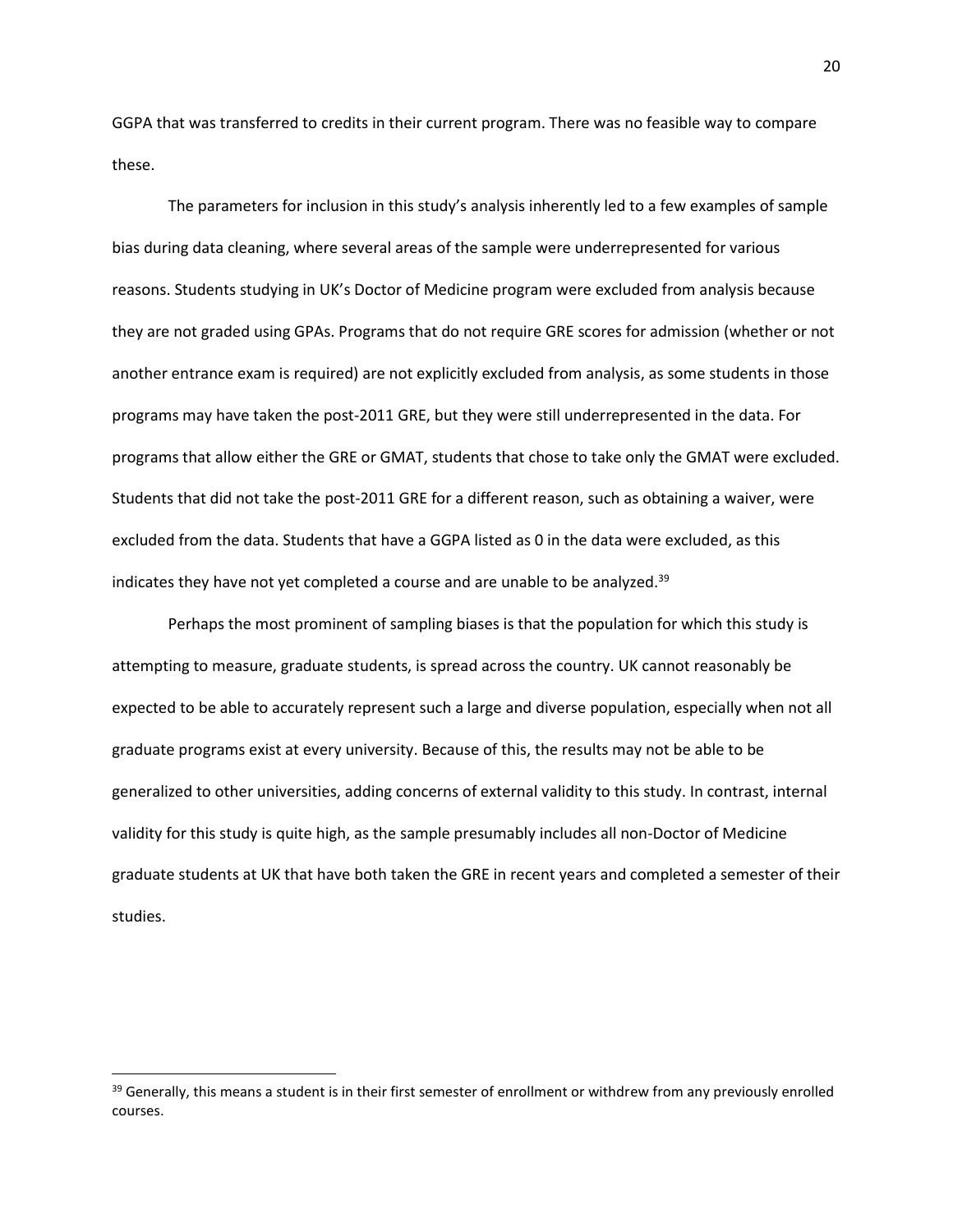GGPA that was transferred to credits in their current program. There was no feasible way to compare these.

The parameters for inclusion in this study's analysis inherently led to a few examples of sample bias during data cleaning, where several areas of the sample were underrepresented for various reasons. Students studying in UK's Doctor of Medicine program were excluded from analysis because they are not graded using GPAs. Programs that do not require GRE scores for admission (whether or not another entrance exam is required) are not explicitly excluded from analysis, as some students in those programs may have taken the post-2011 GRE, but they were still underrepresented in the data. For programs that allow either the GRE or GMAT, students that chose to take only the GMAT were excluded. Students that did not take the post-2011 GRE for a different reason, such as obtaining a waiver, were excluded from the data. Students that have a GGPA listed as 0 in the data were excluded, as this indicates they have not yet completed a course and are unable to be analyzed.[39]

Perhaps the most prominent of sampling biases is that the population for which this study is attempting to measure, graduate students, is spread across the country. UK cannot reasonably be expected to be able to accurately represent such a large and diverse population, especially when not all graduate programs exist at every university. Because of this, the results may not be able to be generalized to other universities, adding concerns of external validity to this study. In contrast, internal validity for this study is quite high, as the sample presumably includes all non-Doctor of Medicine graduate students at UK that have both taken the GRE in recent years and completed a semester of their studies.

[39] Generally, this means a student is in their first semester of enrollment or withdrew from any previously enrolled courses.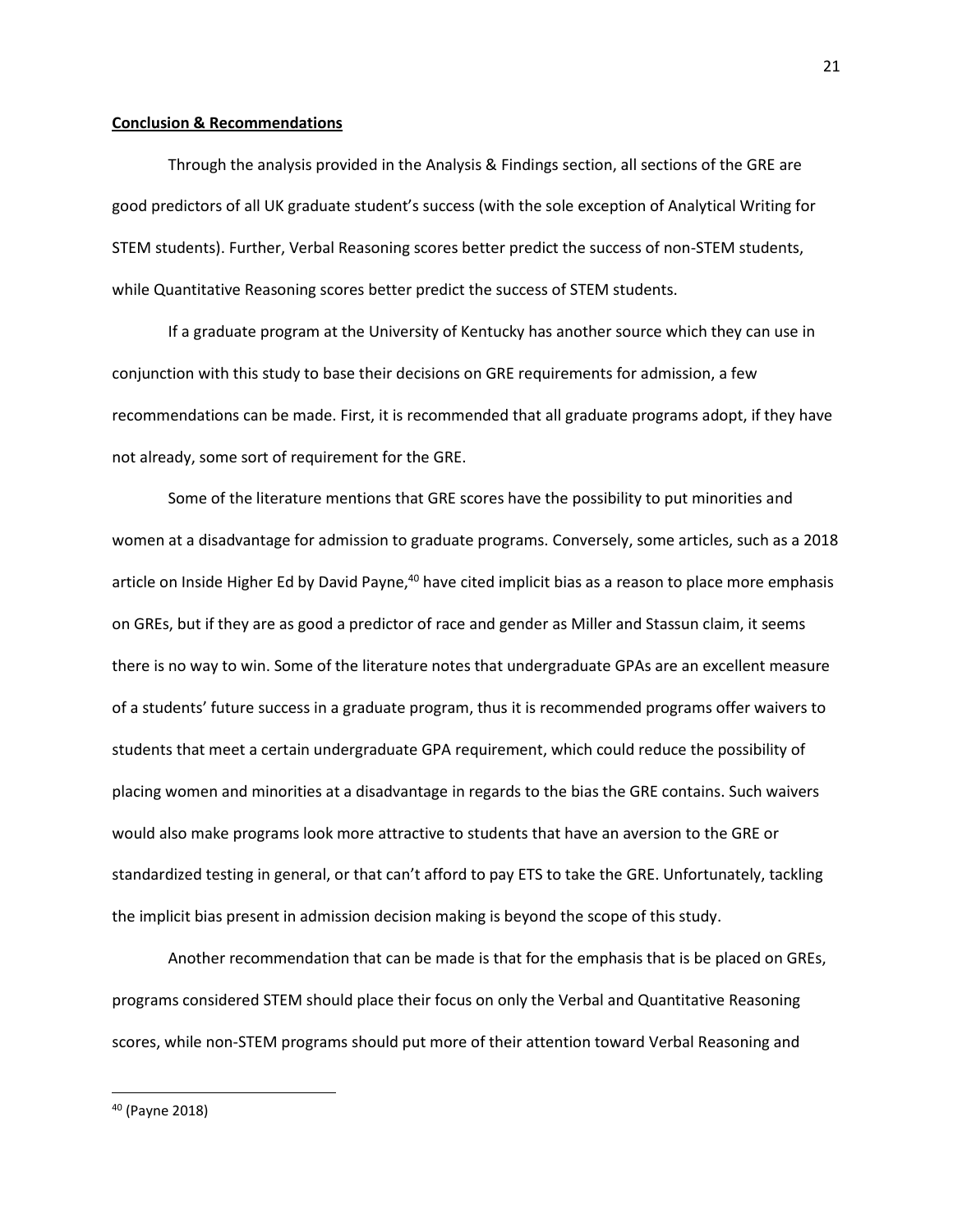## Conclusion & Recommendations

Through the analysis provided in the Analysis & Findings section, all sections of the GRE are good predictors of all UK graduate student's success (with the sole exception of Analytical Writing for STEM students). Further, Verbal Reasoning scores better predict the success of non-STEM students, while Quantitative Reasoning scores better predict the success of STEM students.

If a graduate program at the University of Kentucky has another source which they can use in conjunction with this study to base their decisions on GRE requirements for admission, a few recommendations can be made. First, it is recommended that all graduate programs adopt, if they have not already, some sort of requirement for the GRE.

Some of the literature mentions that GRE scores have the possibility to put minorities and women at a disadvantage for admission to graduate programs. Conversely, some articles, such as a 2018 article on Inside Higher Ed by David Payne,[40] have cited implicit bias as a reason to place more emphasis on GREs, but if they are as good a predictor of race and gender as Miller and Stassun claim, it seems there is no way to win. Some of the literature notes that undergraduate GPAs are an excellent measure of a students' future success in a graduate program, thus it is recommended programs offer waivers to students that meet a certain undergraduate GPA requirement, which could reduce the possibility of placing women and minorities at a disadvantage in regards to the bias the GRE contains. Such waivers would also make programs look more attractive to students that have an aversion to the GRE or standardized testing in general, or that can't afford to pay ETS to take the GRE. Unfortunately, tackling the implicit bias present in admission decision making is beyond the scope of this study.

Another recommendation that can be made is that for the emphasis that is be placed on GREs, programs considered STEM should place their focus on only the Verbal and Quantitative Reasoning scores, while non-STEM programs should put more of their attention toward Verbal Reasoning and

[40] (Payne 2018)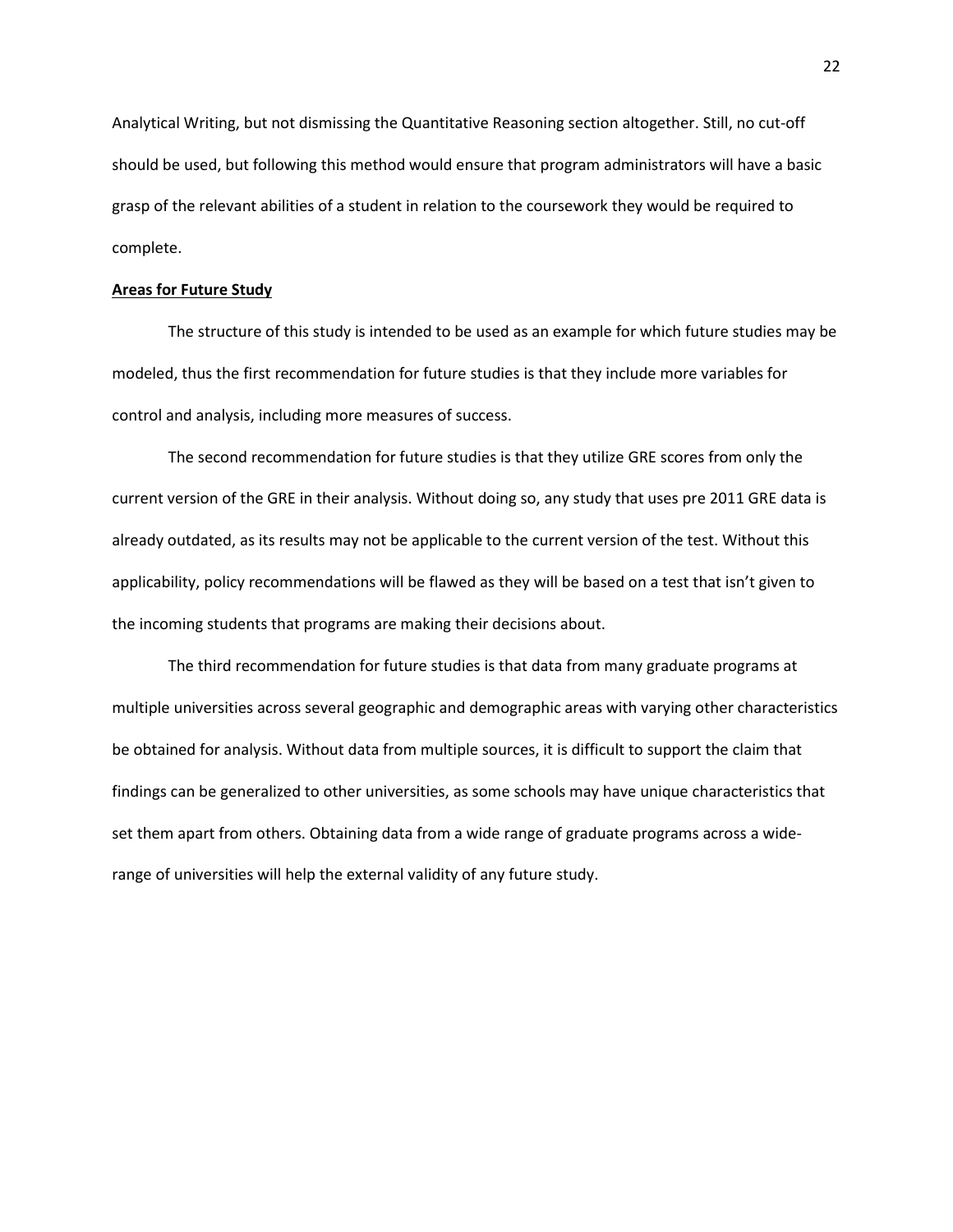Analytical Writing, but not dismissing the Quantitative Reasoning section altogether. Still, no cut-off should be used, but following this method would ensure that program administrators will have a basic grasp of the relevant abilities of a student in relation to the coursework they would be required to complete.

## Areas for Future Study

The structure of this study is intended to be used as an example for which future studies may be modeled, thus the first recommendation for future studies is that they include more variables for control and analysis, including more measures of success.

The second recommendation for future studies is that they utilize GRE scores from only the current version of the GRE in their analysis. Without doing so, any study that uses pre 2011 GRE data is already outdated, as its results may not be applicable to the current version of the test. Without this applicability, policy recommendations will be flawed as they will be based on a test that isn't given to the incoming students that programs are making their decisions about.

The third recommendation for future studies is that data from many graduate programs at multiple universities across several geographic and demographic areas with varying other characteristics be obtained for analysis. Without data from multiple sources, it is difficult to support the claim that findings can be generalized to other universities, as some schools may have unique characteristics that set them apart from others. Obtaining data from a wide range of graduate programs across a wide-range of universities will help the external validity of any future study.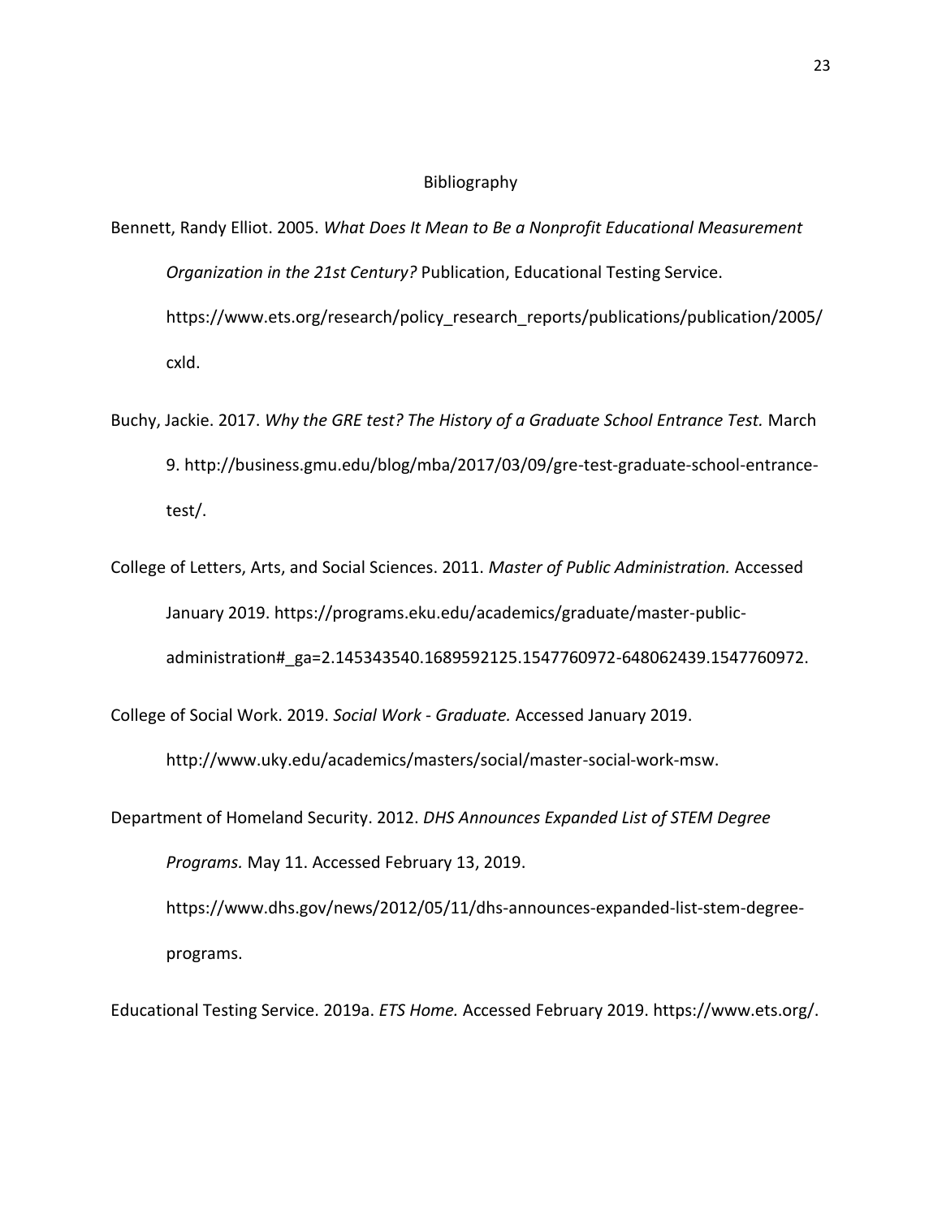# Bibliography

Bennett, Randy Elliot. 2005. *What Does It Mean to Be a Nonprofit Educational Measurement Organization in the 21st Century?* Publication, Educational Testing Service. https://www.ets.org/research/policy_research_reports/publications/publication/2005/cxld.

Buchy, Jackie. 2017. *Why the GRE test? The History of a Graduate School Entrance Test.* March 9. http://business.gmu.edu/blog/mba/2017/03/09/gre-test-graduate-school-entrance-test/.

College of Letters, Arts, and Social Sciences. 2011. *Master of Public Administration.* Accessed January 2019. https://programs.eku.edu/academics/graduate/master-public-administration#_ga=2.145343540.1689592125.1547760972-648062439.1547760972.

College of Social Work. 2019. *Social Work - Graduate.* Accessed January 2019. http://www.uky.edu/academics/masters/social/master-social-work-msw.

Department of Homeland Security. 2012. *DHS Announces Expanded List of STEM Degree Programs.* May 11. Accessed February 13, 2019. https://www.dhs.gov/news/2012/05/11/dhs-announces-expanded-list-stem-degree-programs.

Educational Testing Service. 2019a. *ETS Home.* Accessed February 2019. https://www.ets.org/.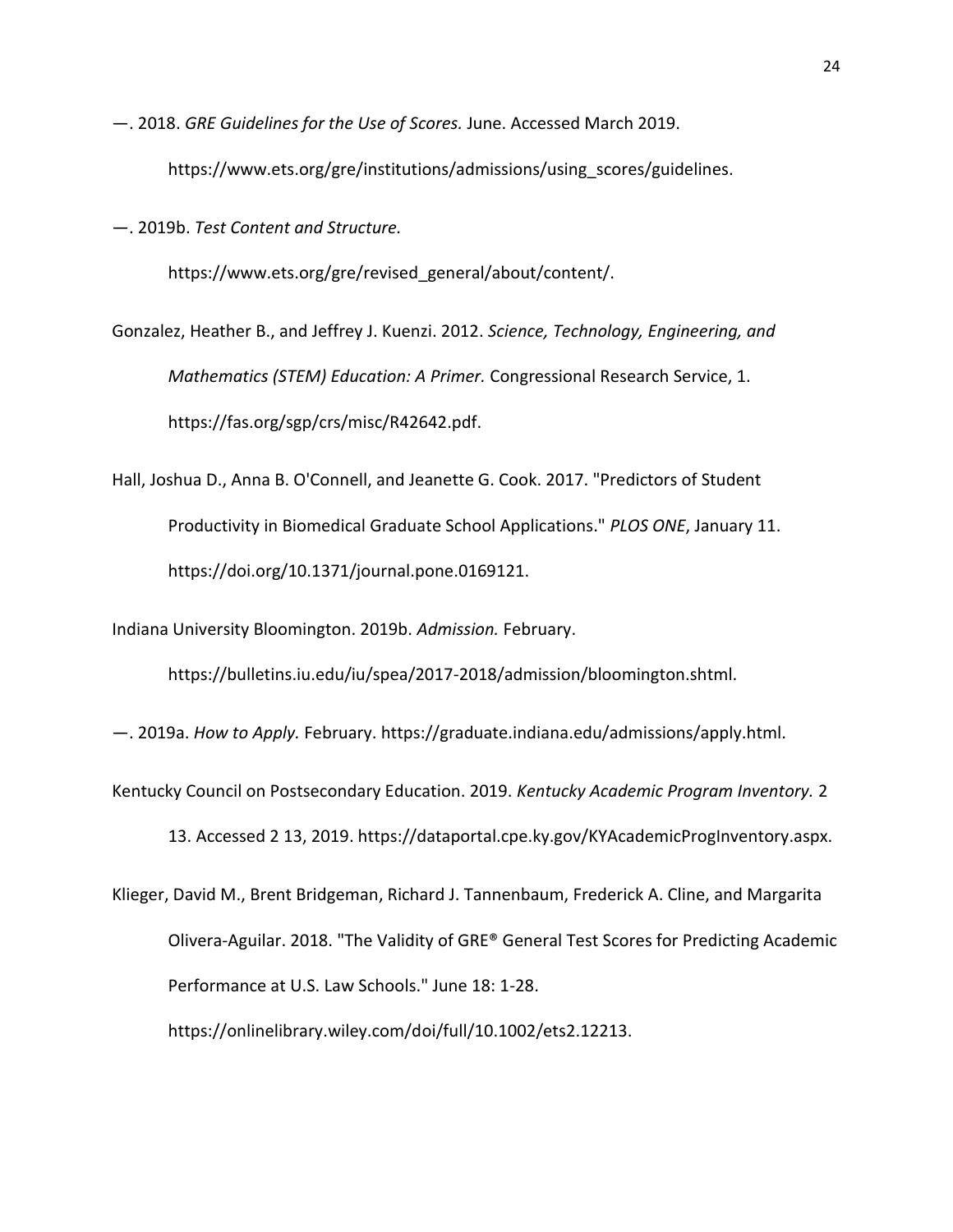—. 2018. *GRE Guidelines for the Use of Scores.* June. Accessed March 2019. https://www.ets.org/gre/institutions/admissions/using_scores/guidelines.

—. 2019b. *Test Content and Structure.* https://www.ets.org/gre/revised_general/about/content/.

Gonzalez, Heather B., and Jeffrey J. Kuenzi. 2012. *Science, Technology, Engineering, and Mathematics (STEM) Education: A Primer.* Congressional Research Service, 1. https://fas.org/sgp/crs/misc/R42642.pdf.

Hall, Joshua D., Anna B. O'Connell, and Jeanette G. Cook. 2017. "Predictors of Student Productivity in Biomedical Graduate School Applications." *PLOS ONE*, January 11. https://doi.org/10.1371/journal.pone.0169121.

Indiana University Bloomington. 2019b. *Admission.* February. https://bulletins.iu.edu/iu/spea/2017-2018/admission/bloomington.shtml.

—. 2019a. *How to Apply.* February. https://graduate.indiana.edu/admissions/apply.html.

Kentucky Council on Postsecondary Education. 2019. *Kentucky Academic Program Inventory.* 2 13. Accessed 2 13, 2019. https://dataportal.cpe.ky.gov/KYAcademicProgInventory.aspx.

Klieger, David M., Brent Bridgeman, Richard J. Tannenbaum, Frederick A. Cline, and Margarita Olivera-Aguilar. 2018. "The Validity of GRE® General Test Scores for Predicting Academic Performance at U.S. Law Schools." June 18: 1-28. https://onlinelibrary.wiley.com/doi/full/10.1002/ets2.12213.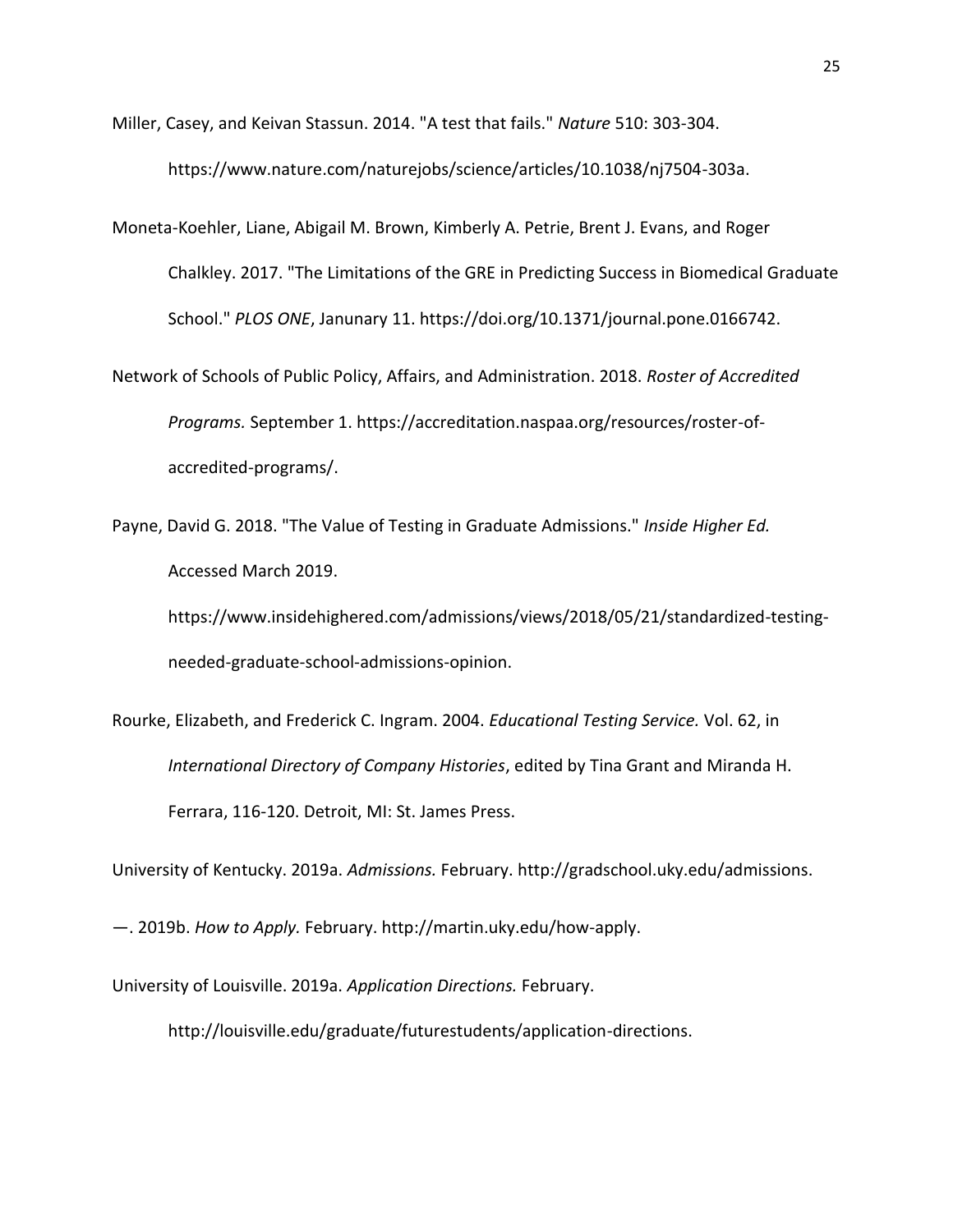Miller, Casey, and Keivan Stassun. 2014. "A test that fails." *Nature* 510: 303-304. https://www.nature.com/naturejobs/science/articles/10.1038/nj7504-303a.

Moneta-Koehler, Liane, Abigail M. Brown, Kimberly A. Petrie, Brent J. Evans, and Roger Chalkley. 2017. "The Limitations of the GRE in Predicting Success in Biomedical Graduate School." *PLOS ONE*, Janunary 11. https://doi.org/10.1371/journal.pone.0166742.

Network of Schools of Public Policy, Affairs, and Administration. 2018. *Roster of Accredited Programs.* September 1. https://accreditation.naspaa.org/resources/roster-of-accredited-programs/.

Payne, David G. 2018. "The Value of Testing in Graduate Admissions." *Inside Higher Ed.* Accessed March 2019. https://www.insidehighered.com/admissions/views/2018/05/21/standardized-testing-needed-graduate-school-admissions-opinion.

Rourke, Elizabeth, and Frederick C. Ingram. 2004. *Educational Testing Service.* Vol. 62, in *International Directory of Company Histories*, edited by Tina Grant and Miranda H. Ferrara, 116-120. Detroit, MI: St. James Press.

University of Kentucky. 2019a. *Admissions.* February. http://gradschool.uky.edu/admissions.

—. 2019b. *How to Apply.* February. http://martin.uky.edu/how-apply.

University of Louisville. 2019a. *Application Directions.* February. http://louisville.edu/graduate/futurestudents/application-directions.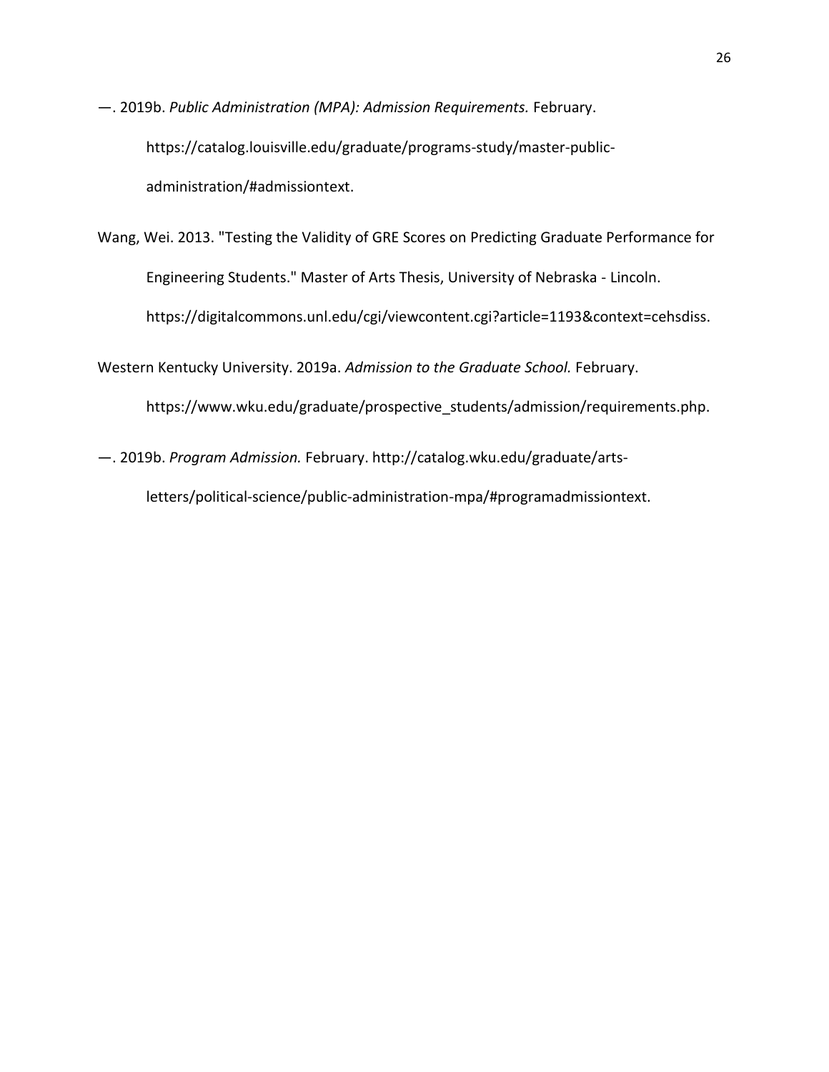—. 2019b. *Public Administration (MPA): Admission Requirements.* February. https://catalog.louisville.edu/graduate/programs-study/master-public-administration/#admissiontext.

Wang, Wei. 2013. "Testing the Validity of GRE Scores on Predicting Graduate Performance for Engineering Students." Master of Arts Thesis, University of Nebraska - Lincoln. https://digitalcommons.unl.edu/cgi/viewcontent.cgi?article=1193&context=cehsdiss.

Western Kentucky University. 2019a. *Admission to the Graduate School.* February. https://www.wku.edu/graduate/prospective_students/admission/requirements.php.

—. 2019b. *Program Admission.* February. http://catalog.wku.edu/graduate/arts-letters/political-science/public-administration-mpa/#programadmissiontext.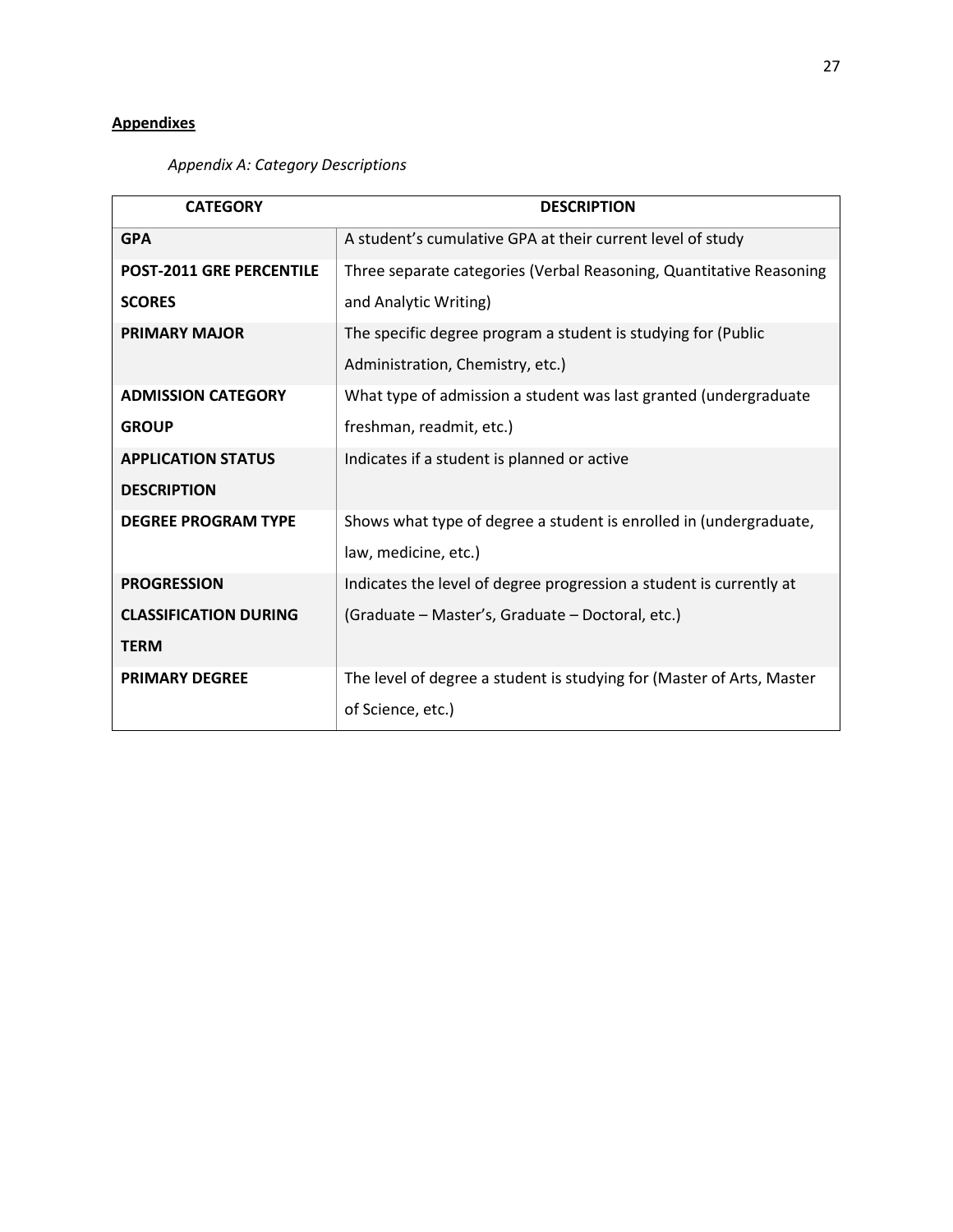## **Appendixes**

*Appendix A: Category Descriptions*

| CATEGORY | DESCRIPTION |
|---|---|
| **GPA** | A student's cumulative GPA at their current level of study |
| **POST-2011 GRE PERCENTILE SCORES** | Three separate categories (Verbal Reasoning, Quantitative Reasoning and Analytic Writing) |
| **PRIMARY MAJOR** | The specific degree program a student is studying for (Public Administration, Chemistry, etc.) |
| **ADMISSION CATEGORY GROUP** | What type of admission a student was last granted (undergraduate freshman, readmit, etc.) |
| **APPLICATION STATUS DESCRIPTION** | Indicates if a student is planned or active |
| **DEGREE PROGRAM TYPE** | Shows what type of degree a student is enrolled in (undergraduate, law, medicine, etc.) |
| **PROGRESSION CLASSIFICATION DURING TERM** | Indicates the level of degree progression a student is currently at (Graduate – Master's, Graduate – Doctoral, etc.) |
| **PRIMARY DEGREE** | The level of degree a student is studying for (Master of Arts, Master of Science, etc.) |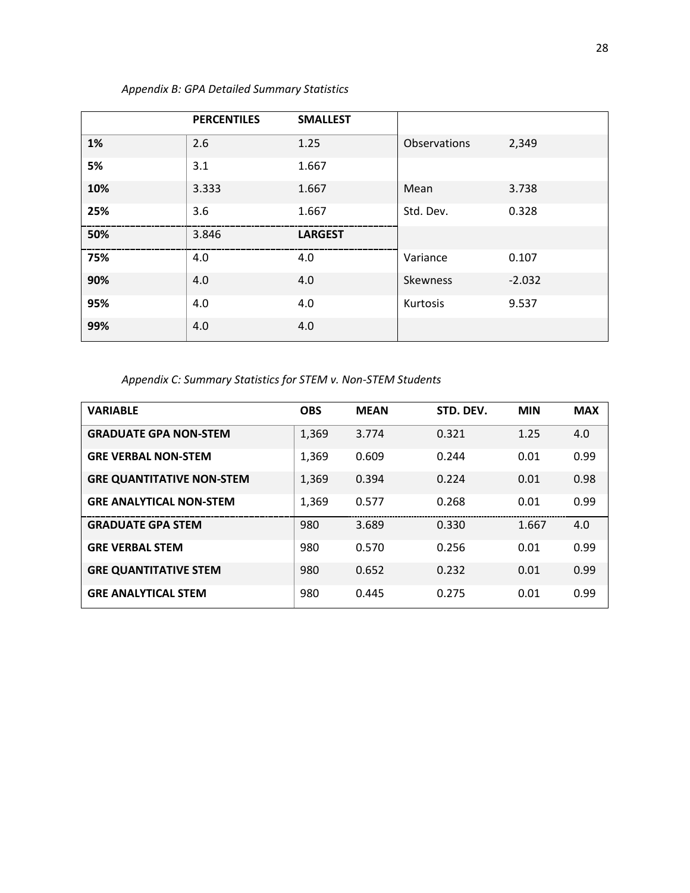*Appendix B: GPA Detailed Summary Statistics*

| | PERCENTILES | SMALLEST | | |
|---|---|---|---|---|
| 1% | 2.6 | 1.25 | Observations | 2,349 |
| 5% | 3.1 | 1.667 | | |
| 10% | 3.333 | 1.667 | Mean | 3.738 |
| 25% | 3.6 | 1.667 | Std. Dev. | 0.328 |
| 50% | 3.846 | LARGEST | | |
| 75% | 4.0 | 4.0 | Variance | 0.107 |
| 90% | 4.0 | 4.0 | Skewness | -2.032 |
| 95% | 4.0 | 4.0 | Kurtosis | 9.537 |
| 99% | 4.0 | 4.0 | | |

*Appendix C: Summary Statistics for STEM v. Non-STEM Students*

| VARIABLE | OBS | MEAN | STD. DEV. | MIN | MAX |
|---|---|---|---|---|---|
| GRADUATE GPA NON-STEM | 1,369 | 3.774 | 0.321 | 1.25 | 4.0 |
| GRE VERBAL NON-STEM | 1,369 | 0.609 | 0.244 | 0.01 | 0.99 |
| GRE QUANTITATIVE NON-STEM | 1,369 | 0.394 | 0.224 | 0.01 | 0.98 |
| GRE ANALYTICAL NON-STEM | 1,369 | 0.577 | 0.268 | 0.01 | 0.99 |
| GRADUATE GPA STEM | 980 | 3.689 | 0.330 | 1.667 | 4.0 |
| GRE VERBAL STEM | 980 | 0.570 | 0.256 | 0.01 | 0.99 |
| GRE QUANTITATIVE STEM | 980 | 0.652 | 0.232 | 0.01 | 0.99 |
| GRE ANALYTICAL STEM | 980 | 0.445 | 0.275 | 0.01 | 0.99 |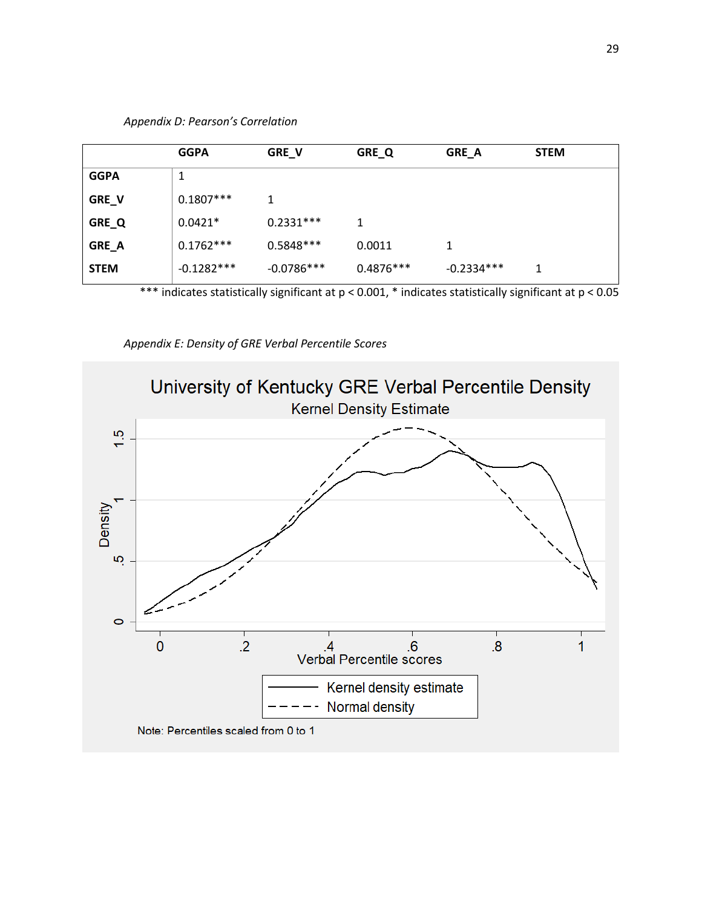*Appendix D: Pearson's Correlation*

| | GGPA | GRE_V | GRE_Q | GRE_A | STEM |
|---|---|---|---|---|---|
| **GGPA** | 1 | | | | |
| **GRE_V** | 0.1807*** | 1 | | | |
| **GRE_Q** | 0.0421* | 0.2331*** | 1 | | |
| **GRE_A** | 0.1762*** | 0.5848*** | 0.0011 | 1 | |
| **STEM** | -0.1282*** | -0.0786*** | 0.4876*** | -0.2334*** | 1 |

*** indicates statistically significant at $p < 0.001$, * indicates statistically significant at $p < 0.05$

*Appendix E: Density of GRE Verbal Percentile Scores*

University of Kentucky GRE Verbal Percentile Density

Kernel Density Estimate

Note: Percentiles scaled from 0 to 1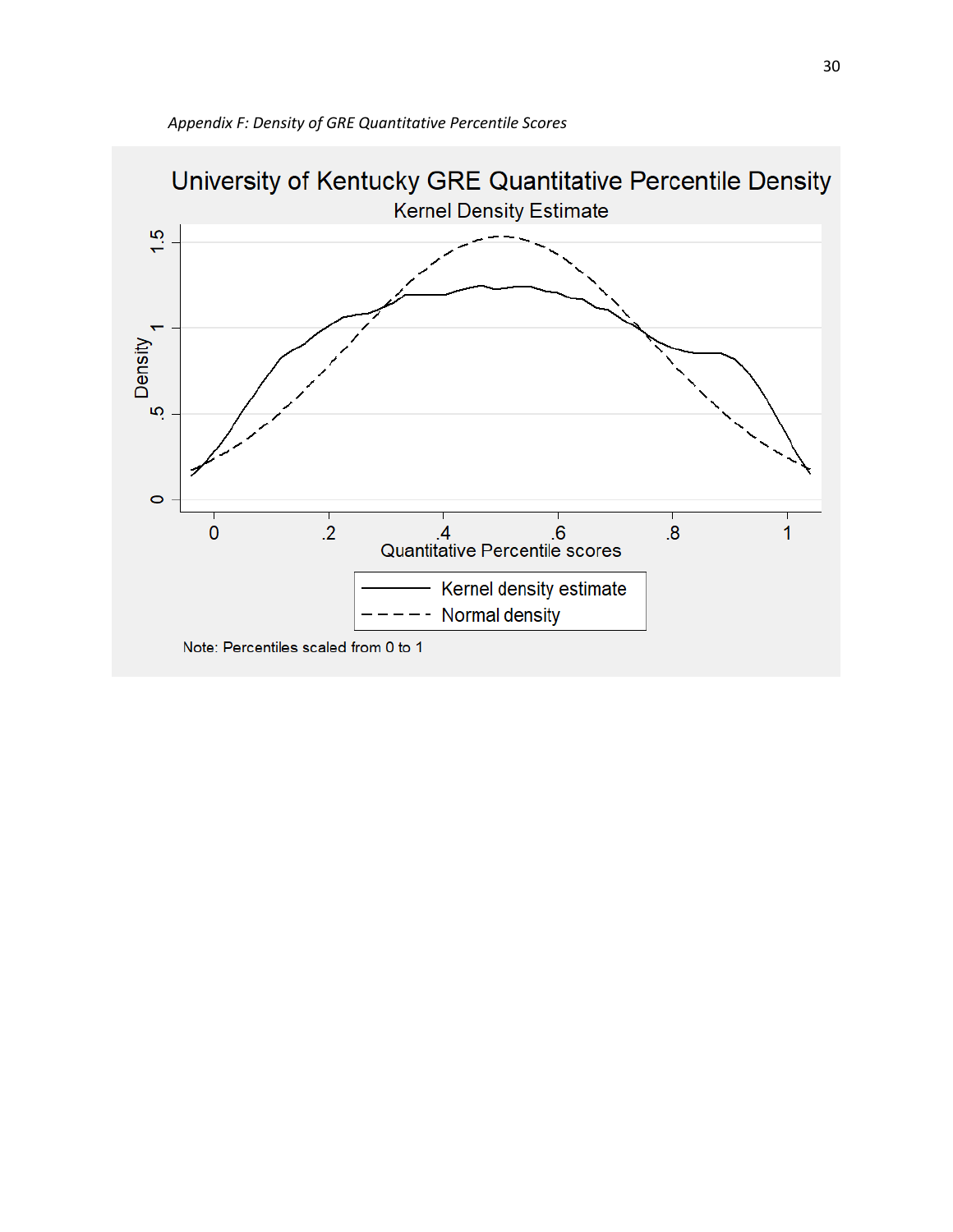*Appendix F: Density of GRE Quantitative Percentile Scores*

University of Kentucky GRE Quantitative Percentile Density

Kernel Density Estimate

Density

Quantitative Percentile scores

Kernel density estimate

Normal density

Note: Percentiles scaled from 0 to 1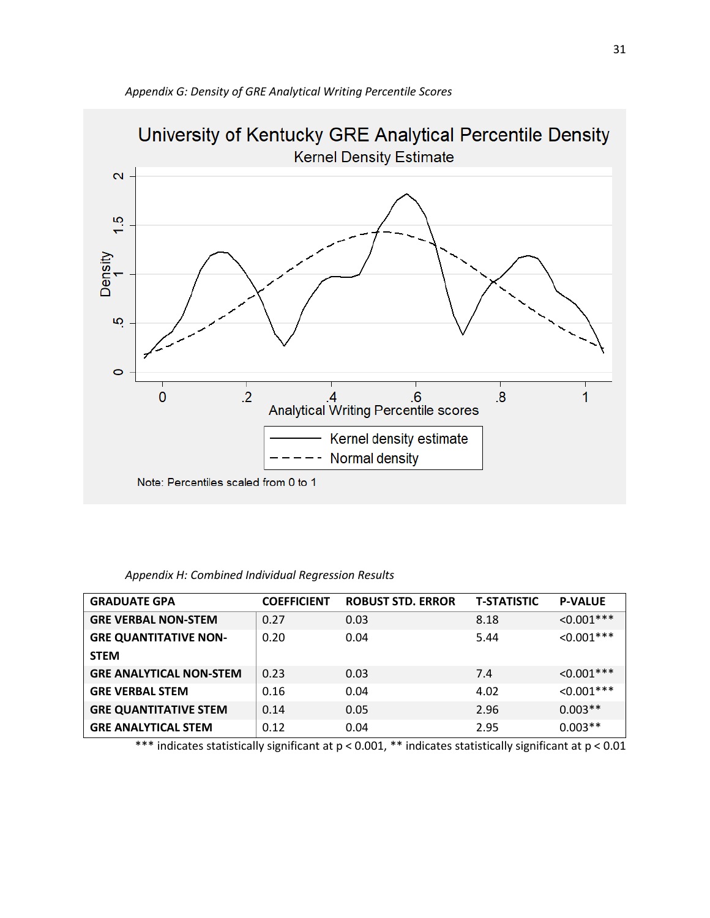*Appendix G: Density of GRE Analytical Writing Percentile Scores*

University of Kentucky GRE Analytical Percentile Density

Kernel Density Estimate

Note: Percentiles scaled from 0 to 1

*Appendix H: Combined Individual Regression Results*

| GRADUATE GPA | COEFFICIENT | ROBUST STD. ERROR | T-STATISTIC | P-VALUE |
|---|---|---|---|---|
| GRE VERBAL NON-STEM | 0.27 | 0.03 | 8.18 | <0.001*** |
| GRE QUANTITATIVE NON-STEM | 0.20 | 0.04 | 5.44 | <0.001*** |
| GRE ANALYTICAL NON-STEM | 0.23 | 0.03 | 7.4 | <0.001*** |
| GRE VERBAL STEM | 0.16 | 0.04 | 4.02 | <0.001*** |
| GRE QUANTITATIVE STEM | 0.14 | 0.05 | 2.96 | 0.003** |
| GRE ANALYTICAL STEM | 0.12 | 0.04 | 2.95 | 0.003** |

*** indicates statistically significant at $p < 0.001$, ** indicates statistically significant at $p < 0.01$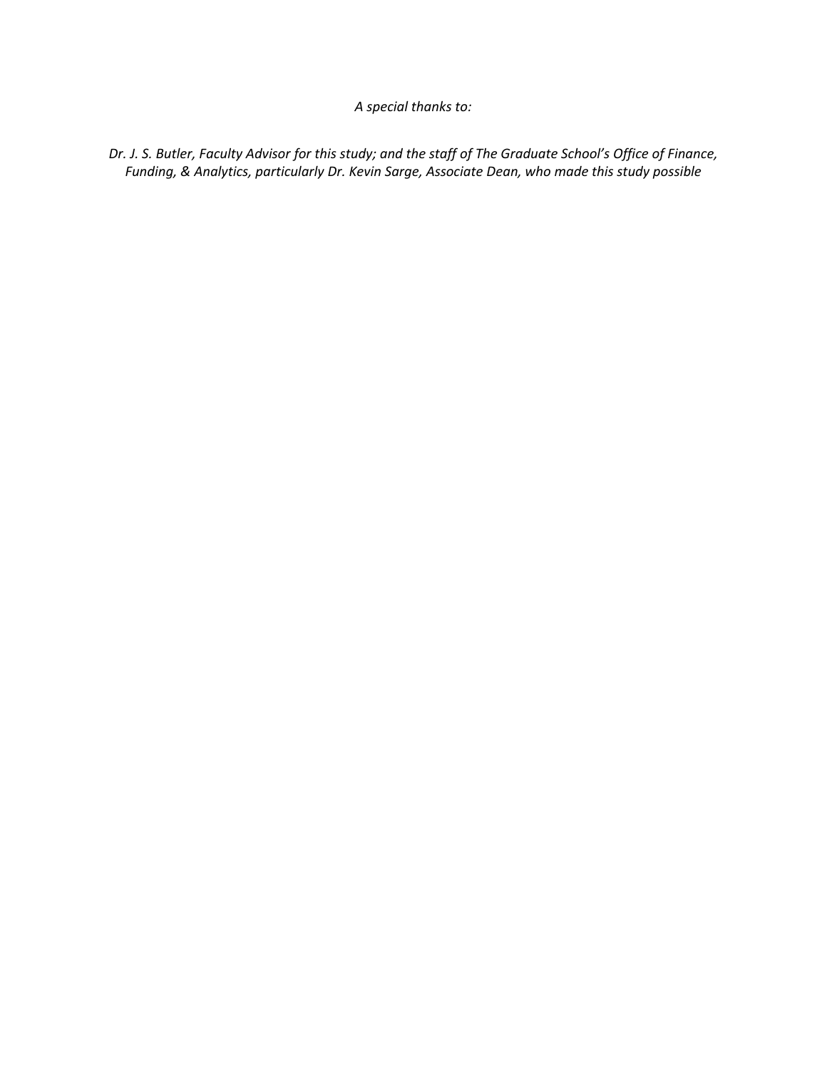*A special thanks to:*

*Dr. J. S. Butler, Faculty Advisor for this study; and the staff of The Graduate School's Office of Finance, Funding, & Analytics, particularly Dr. Kevin Sarge, Associate Dean, who made this study possible*